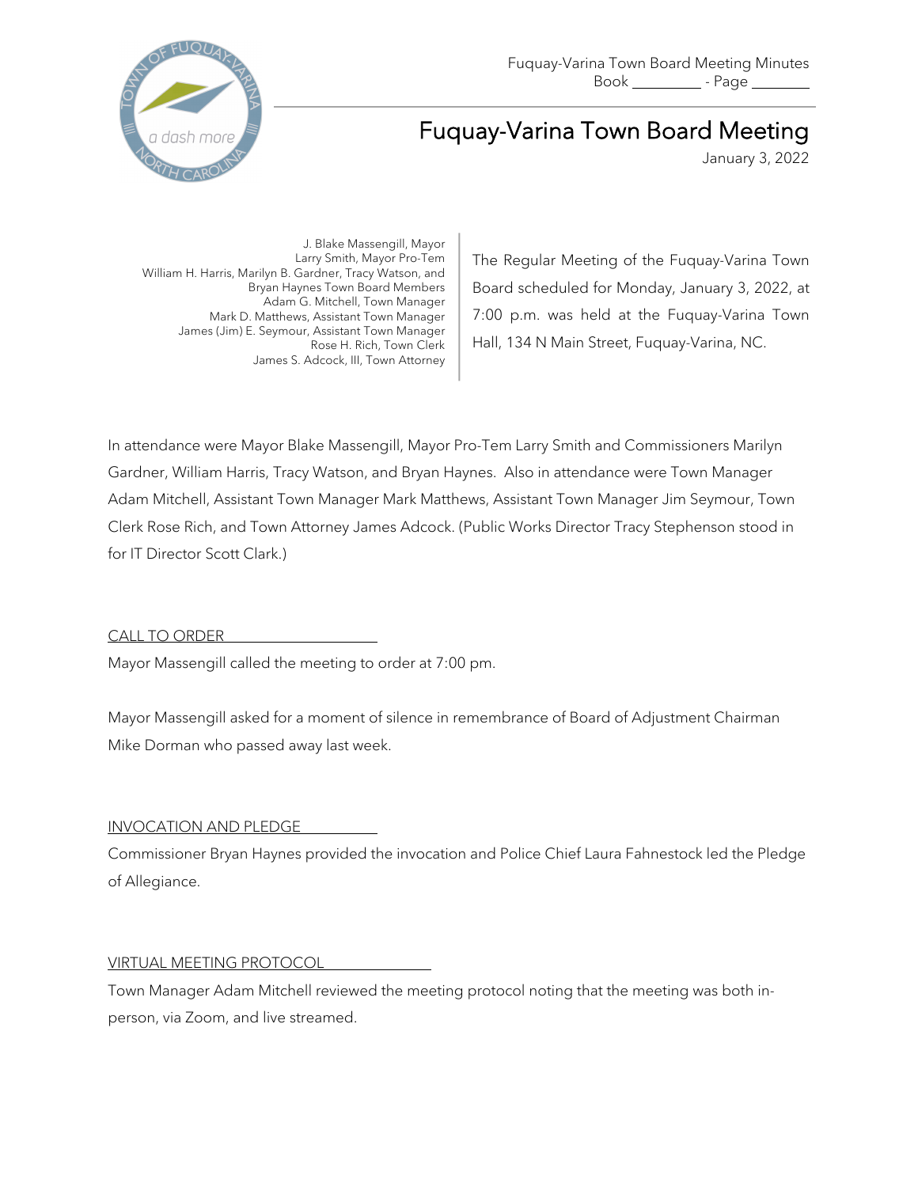Fuquay-Varina Town Board Meeting Minutes
Book ________ - Page ________

# Fuquay-Varina Town Board Meeting

January 3, 2022

J. Blake Massengill, Mayor
Larry Smith, Mayor Pro-Tem
William H. Harris, Marilyn B. Gardner, Tracy Watson, and Bryan Haynes Town Board Members
Adam G. Mitchell, Town Manager
Mark D. Matthews, Assistant Town Manager
James (Jim) E. Seymour, Assistant Town Manager
Rose H. Rich, Town Clerk
James S. Adcock, III, Town Attorney

The Regular Meeting of the Fuquay-Varina Town Board scheduled for Monday, January 3, 2022, at 7:00 p.m. was held at the Fuquay-Varina Town Hall, 134 N Main Street, Fuquay-Varina, NC.

In attendance were Mayor Blake Massengill, Mayor Pro-Tem Larry Smith and Commissioners Marilyn Gardner, William Harris, Tracy Watson, and Bryan Haynes. Also in attendance were Town Manager Adam Mitchell, Assistant Town Manager Mark Matthews, Assistant Town Manager Jim Seymour, Town Clerk Rose Rich, and Town Attorney James Adcock. (Public Works Director Tracy Stephenson stood in for IT Director Scott Clark.)

## CALL TO ORDER

Mayor Massengill called the meeting to order at 7:00 pm.

Mayor Massengill asked for a moment of silence in remembrance of Board of Adjustment Chairman Mike Dorman who passed away last week.

## INVOCATION AND PLEDGE

Commissioner Bryan Haynes provided the invocation and Police Chief Laura Fahnestock led the Pledge of Allegiance.

## VIRTUAL MEETING PROTOCOL

Town Manager Adam Mitchell reviewed the meeting protocol noting that the meeting was both in-person, via Zoom, and live streamed.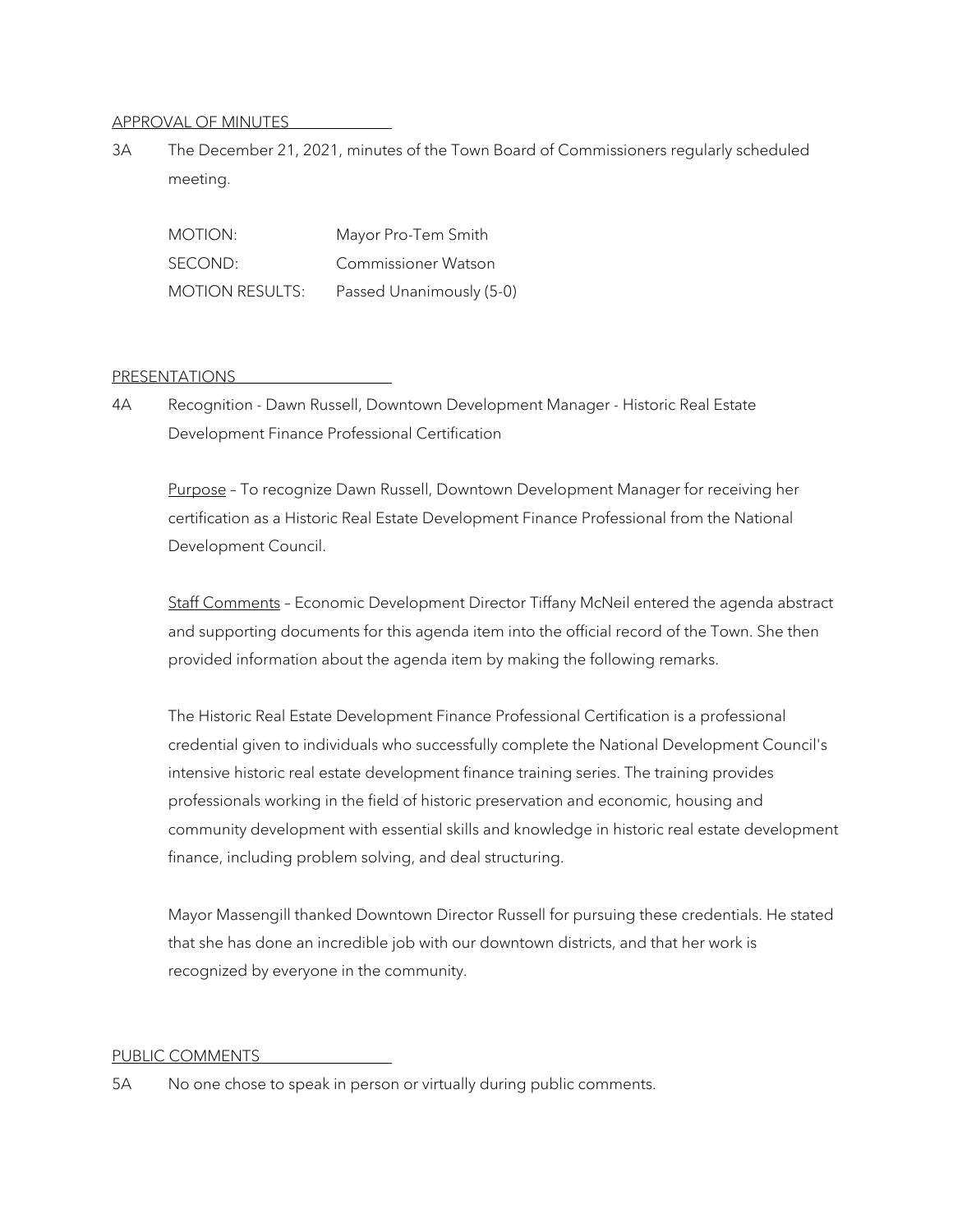## APPROVAL OF MINUTES

3A The December 21, 2021, minutes of the Town Board of Commissioners regularly scheduled meeting.

| | |
|---|---|
| MOTION: | Mayor Pro-Tem Smith |
| SECOND: | Commissioner Watson |
| MOTION RESULTS: | Passed Unanimously (5-0) |

## PRESENTATIONS

4A Recognition - Dawn Russell, Downtown Development Manager - Historic Real Estate Development Finance Professional Certification

Purpose – To recognize Dawn Russell, Downtown Development Manager for receiving her certification as a Historic Real Estate Development Finance Professional from the National Development Council.

Staff Comments – Economic Development Director Tiffany McNeil entered the agenda abstract and supporting documents for this agenda item into the official record of the Town. She then provided information about the agenda item by making the following remarks.

The Historic Real Estate Development Finance Professional Certification is a professional credential given to individuals who successfully complete the National Development Council's intensive historic real estate development finance training series. The training provides professionals working in the field of historic preservation and economic, housing and community development with essential skills and knowledge in historic real estate development finance, including problem solving, and deal structuring.

Mayor Massengill thanked Downtown Director Russell for pursuing these credentials. He stated that she has done an incredible job with our downtown districts, and that her work is recognized by everyone in the community.

## PUBLIC COMMENTS

5A No one chose to speak in person or virtually during public comments.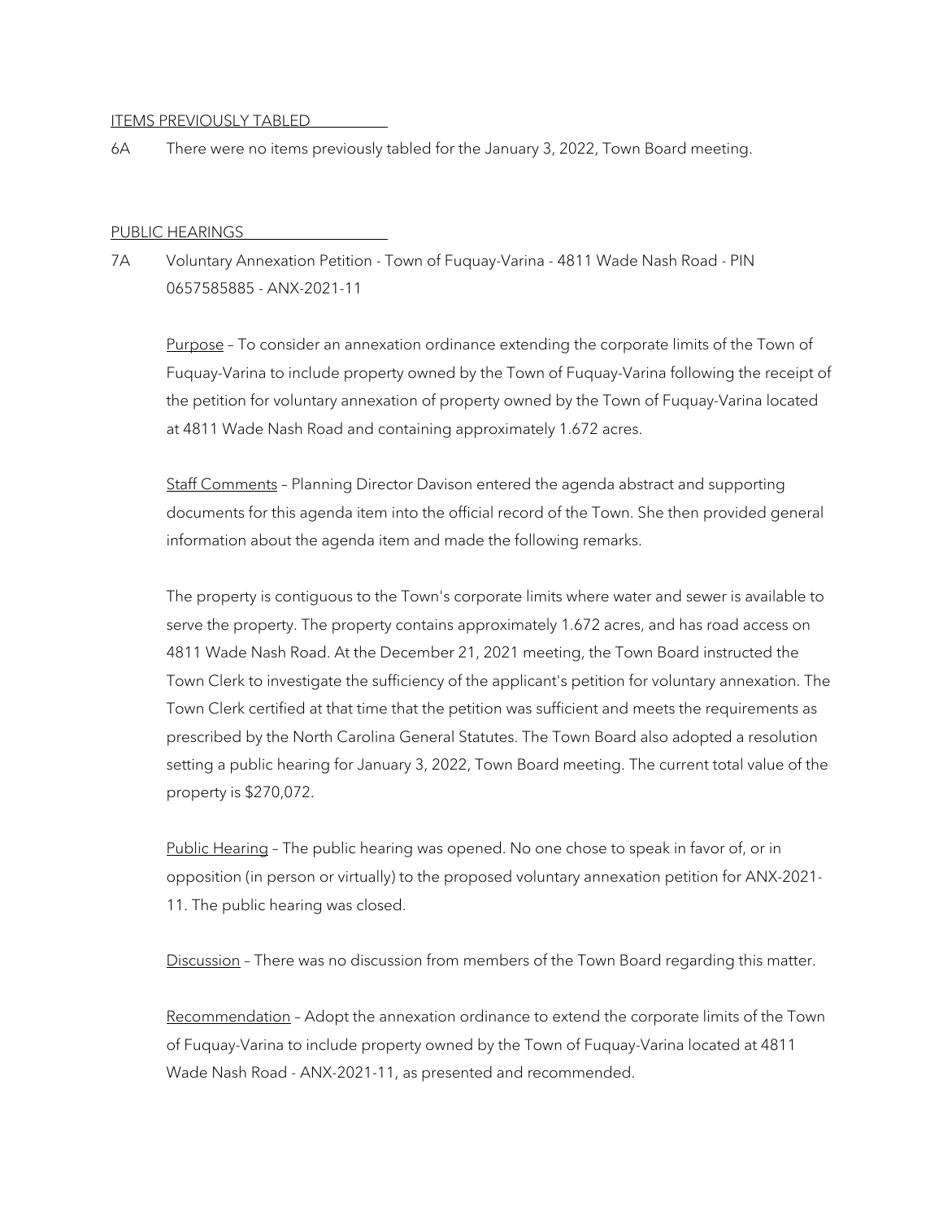## ITEMS PREVIOUSLY TABLED

6A There were no items previously tabled for the January 3, 2022, Town Board meeting.

## PUBLIC HEARINGS

7A Voluntary Annexation Petition - Town of Fuquay-Varina - 4811 Wade Nash Road - PIN 0657585885 - ANX-2021-11

Purpose – To consider an annexation ordinance extending the corporate limits of the Town of Fuquay-Varina to include property owned by the Town of Fuquay-Varina following the receipt of the petition for voluntary annexation of property owned by the Town of Fuquay-Varina located at 4811 Wade Nash Road and containing approximately 1.672 acres.

Staff Comments – Planning Director Davison entered the agenda abstract and supporting documents for this agenda item into the official record of the Town. She then provided general information about the agenda item and made the following remarks.

The property is contiguous to the Town's corporate limits where water and sewer is available to serve the property. The property contains approximately 1.672 acres, and has road access on 4811 Wade Nash Road. At the December 21, 2021 meeting, the Town Board instructed the Town Clerk to investigate the sufficiency of the applicant's petition for voluntary annexation. The Town Clerk certified at that time that the petition was sufficient and meets the requirements as prescribed by the North Carolina General Statutes. The Town Board also adopted a resolution setting a public hearing for January 3, 2022, Town Board meeting. The current total value of the property is $270,072.

Public Hearing – The public hearing was opened. No one chose to speak in favor of, or in opposition (in person or virtually) to the proposed voluntary annexation petition for ANX-2021-11. The public hearing was closed.

Discussion – There was no discussion from members of the Town Board regarding this matter.

Recommendation – Adopt the annexation ordinance to extend the corporate limits of the Town of Fuquay-Varina to include property owned by the Town of Fuquay-Varina located at 4811 Wade Nash Road - ANX-2021-11, as presented and recommended.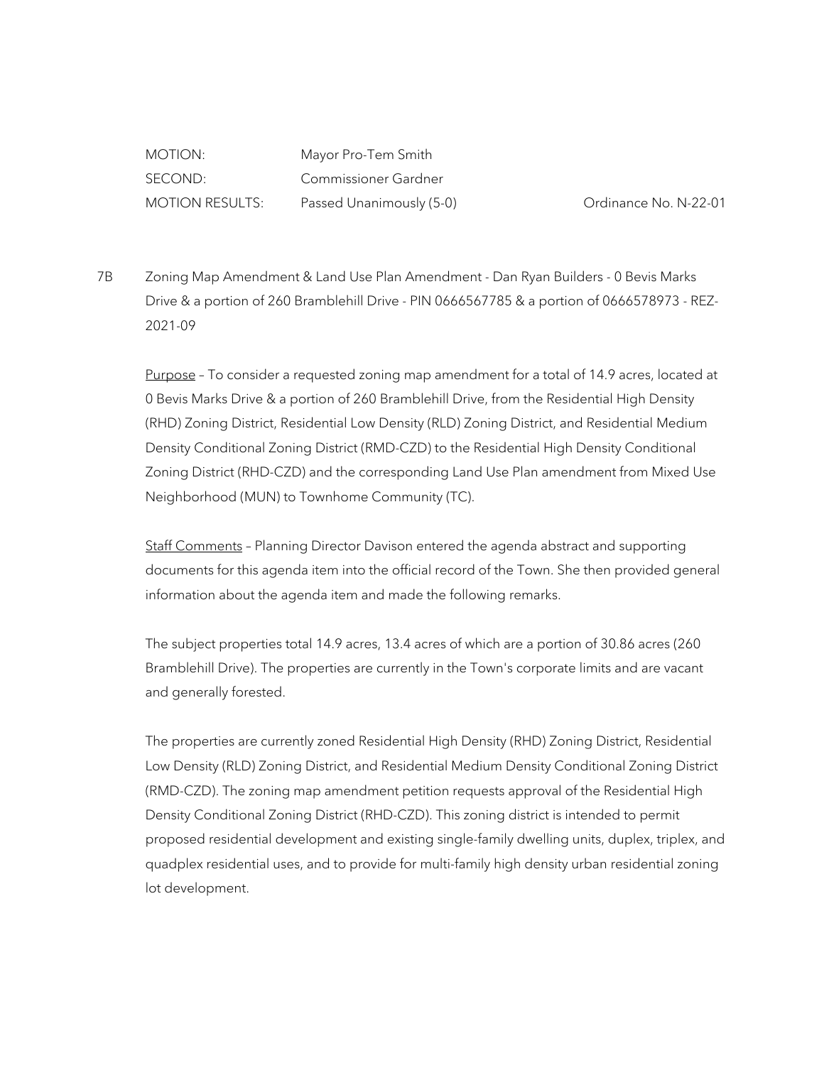| MOTION: | Mayor Pro-Tem Smith | |
|---|---|---|
| SECOND: | Commissioner Gardner | |
| MOTION RESULTS: | Passed Unanimously (5-0) | Ordinance No. N-22-01 |

7B Zoning Map Amendment & Land Use Plan Amendment - Dan Ryan Builders - 0 Bevis Marks Drive & a portion of 260 Bramblehill Drive - PIN 0666567785 & a portion of 0666578973 - REZ-2021-09

Purpose – To consider a requested zoning map amendment for a total of 14.9 acres, located at 0 Bevis Marks Drive & a portion of 260 Bramblehill Drive, from the Residential High Density (RHD) Zoning District, Residential Low Density (RLD) Zoning District, and Residential Medium Density Conditional Zoning District (RMD-CZD) to the Residential High Density Conditional Zoning District (RHD-CZD) and the corresponding Land Use Plan amendment from Mixed Use Neighborhood (MUN) to Townhome Community (TC).

Staff Comments – Planning Director Davison entered the agenda abstract and supporting documents for this agenda item into the official record of the Town. She then provided general information about the agenda item and made the following remarks.

The subject properties total 14.9 acres, 13.4 acres of which are a portion of 30.86 acres (260 Bramblehill Drive). The properties are currently in the Town's corporate limits and are vacant and generally forested.

The properties are currently zoned Residential High Density (RHD) Zoning District, Residential Low Density (RLD) Zoning District, and Residential Medium Density Conditional Zoning District (RMD-CZD). The zoning map amendment petition requests approval of the Residential High Density Conditional Zoning District (RHD-CZD). This zoning district is intended to permit proposed residential development and existing single-family dwelling units, duplex, triplex, and quadplex residential uses, and to provide for multi-family high density urban residential zoning lot development.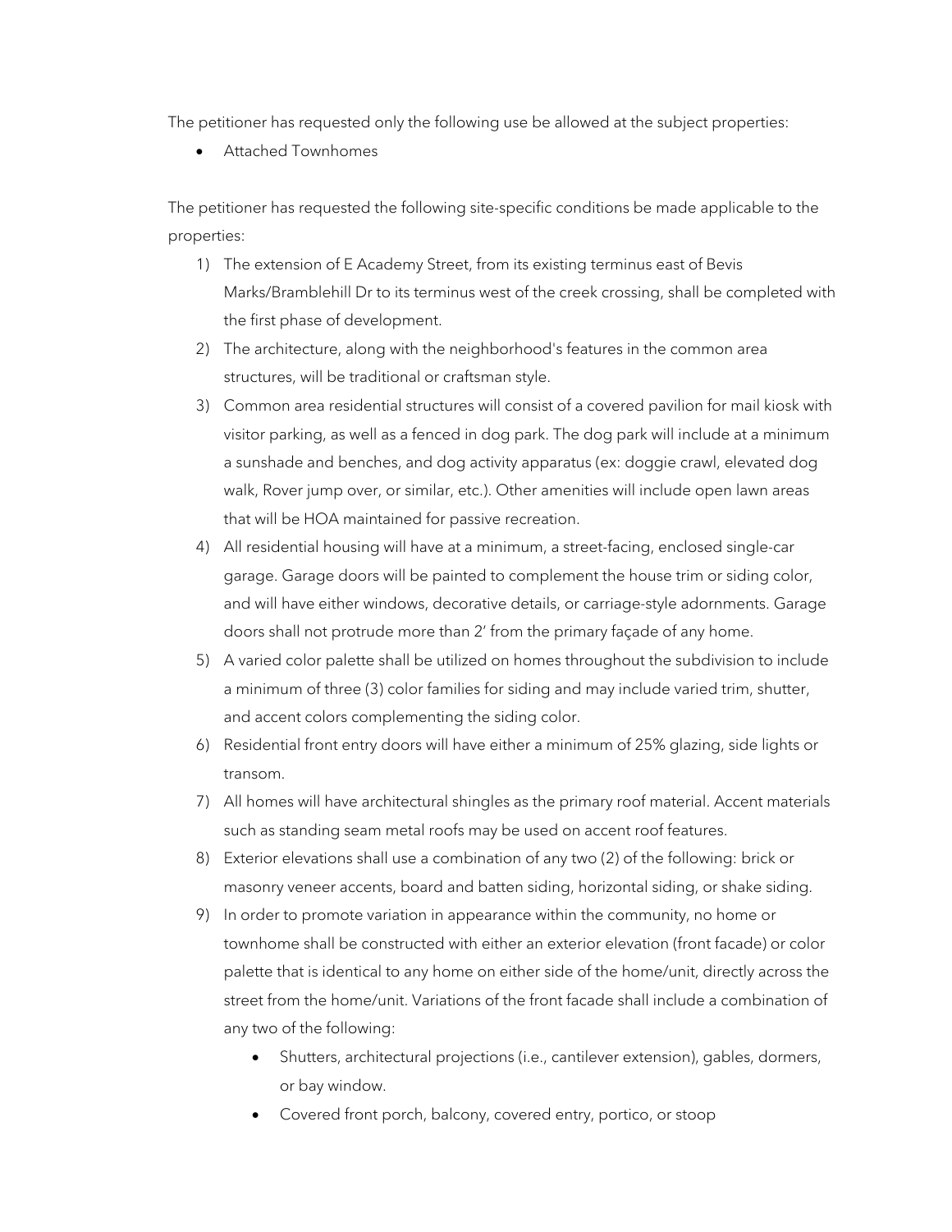The petitioner has requested only the following use be allowed at the subject properties:

- Attached Townhomes

The petitioner has requested the following site-specific conditions be made applicable to the properties:

1) The extension of E Academy Street, from its existing terminus east of Bevis Marks/Bramblehill Dr to its terminus west of the creek crossing, shall be completed with the first phase of development.
2) The architecture, along with the neighborhood's features in the common area structures, will be traditional or craftsman style.
3) Common area residential structures will consist of a covered pavilion for mail kiosk with visitor parking, as well as a fenced in dog park. The dog park will include at a minimum a sunshade and benches, and dog activity apparatus (ex: doggie crawl, elevated dog walk, Rover jump over, or similar, etc.). Other amenities will include open lawn areas that will be HOA maintained for passive recreation.
4) All residential housing will have at a minimum, a street-facing, enclosed single-car garage. Garage doors will be painted to complement the house trim or siding color, and will have either windows, decorative details, or carriage-style adornments. Garage doors shall not protrude more than 2' from the primary façade of any home.
5) A varied color palette shall be utilized on homes throughout the subdivision to include a minimum of three (3) color families for siding and may include varied trim, shutter, and accent colors complementing the siding color.
6) Residential front entry doors will have either a minimum of 25% glazing, side lights or transom.
7) All homes will have architectural shingles as the primary roof material. Accent materials such as standing seam metal roofs may be used on accent roof features.
8) Exterior elevations shall use a combination of any two (2) of the following: brick or masonry veneer accents, board and batten siding, horizontal siding, or shake siding.
9) In order to promote variation in appearance within the community, no home or townhome shall be constructed with either an exterior elevation (front facade) or color palette that is identical to any home on either side of the home/unit, directly across the street from the home/unit. Variations of the front facade shall include a combination of any two of the following:
   - Shutters, architectural projections (i.e., cantilever extension), gables, dormers, or bay window.
   - Covered front porch, balcony, covered entry, portico, or stoop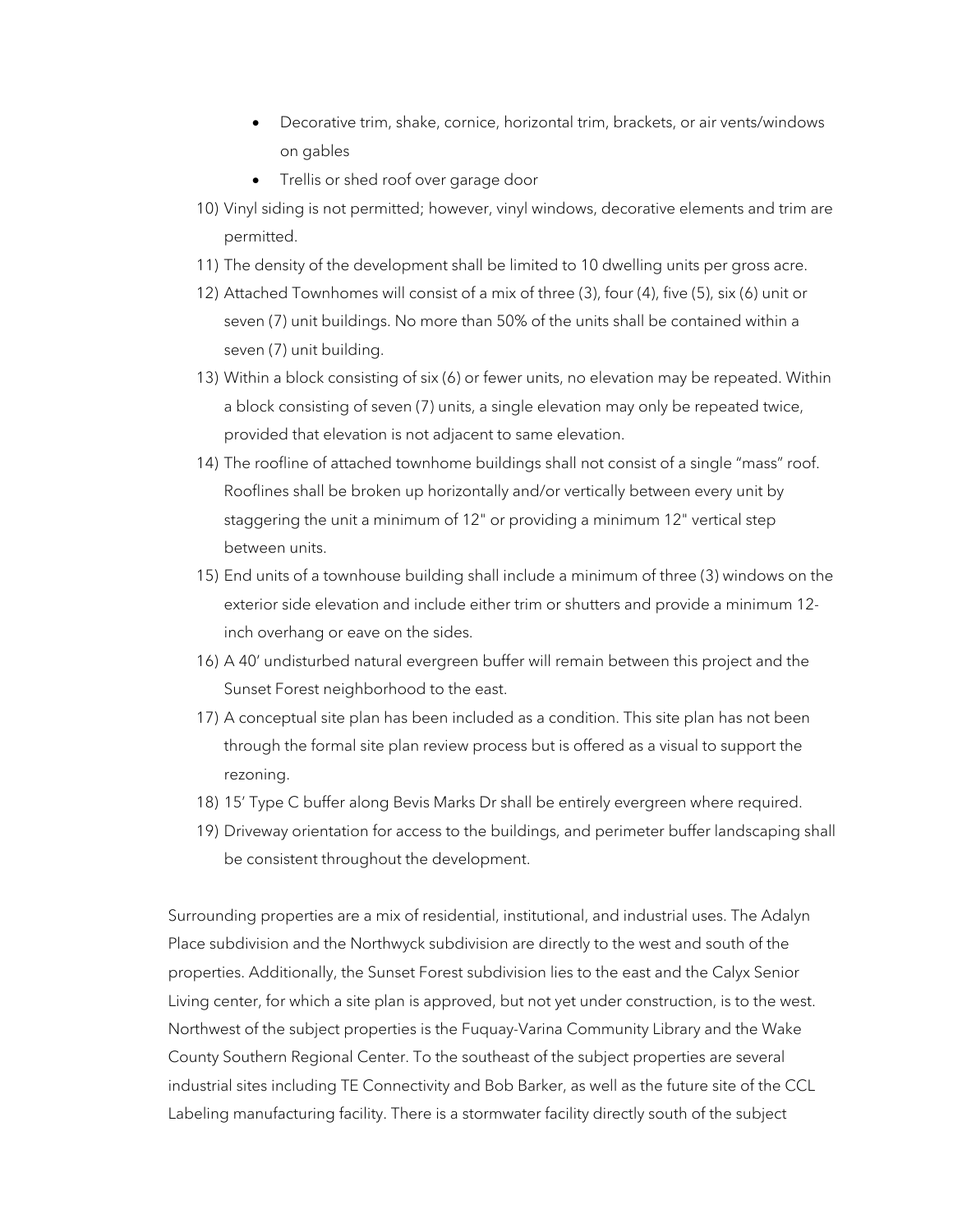- Decorative trim, shake, cornice, horizontal trim, brackets, or air vents/windows on gables
- Trellis or shed roof over garage door

10) Vinyl siding is not permitted; however, vinyl windows, decorative elements and trim are permitted.
11) The density of the development shall be limited to 10 dwelling units per gross acre.
12) Attached Townhomes will consist of a mix of three (3), four (4), five (5), six (6) unit or seven (7) unit buildings. No more than 50% of the units shall be contained within a seven (7) unit building.
13) Within a block consisting of six (6) or fewer units, no elevation may be repeated. Within a block consisting of seven (7) units, a single elevation may only be repeated twice, provided that elevation is not adjacent to same elevation.
14) The roofline of attached townhome buildings shall not consist of a single "mass" roof. Rooflines shall be broken up horizontally and/or vertically between every unit by staggering the unit a minimum of 12" or providing a minimum 12" vertical step between units.
15) End units of a townhouse building shall include a minimum of three (3) windows on the exterior side elevation and include either trim or shutters and provide a minimum 12-inch overhang or eave on the sides.
16) A 40' undisturbed natural evergreen buffer will remain between this project and the Sunset Forest neighborhood to the east.
17) A conceptual site plan has been included as a condition. This site plan has not been through the formal site plan review process but is offered as a visual to support the rezoning.
18) 15' Type C buffer along Bevis Marks Dr shall be entirely evergreen where required.
19) Driveway orientation for access to the buildings, and perimeter buffer landscaping shall be consistent throughout the development.

Surrounding properties are a mix of residential, institutional, and industrial uses. The Adalyn Place subdivision and the Northwyck subdivision are directly to the west and south of the properties. Additionally, the Sunset Forest subdivision lies to the east and the Calyx Senior Living center, for which a site plan is approved, but not yet under construction, is to the west. Northwest of the subject properties is the Fuquay-Varina Community Library and the Wake County Southern Regional Center. To the southeast of the subject properties are several industrial sites including TE Connectivity and Bob Barker, as well as the future site of the CCL Labeling manufacturing facility. There is a stormwater facility directly south of the subject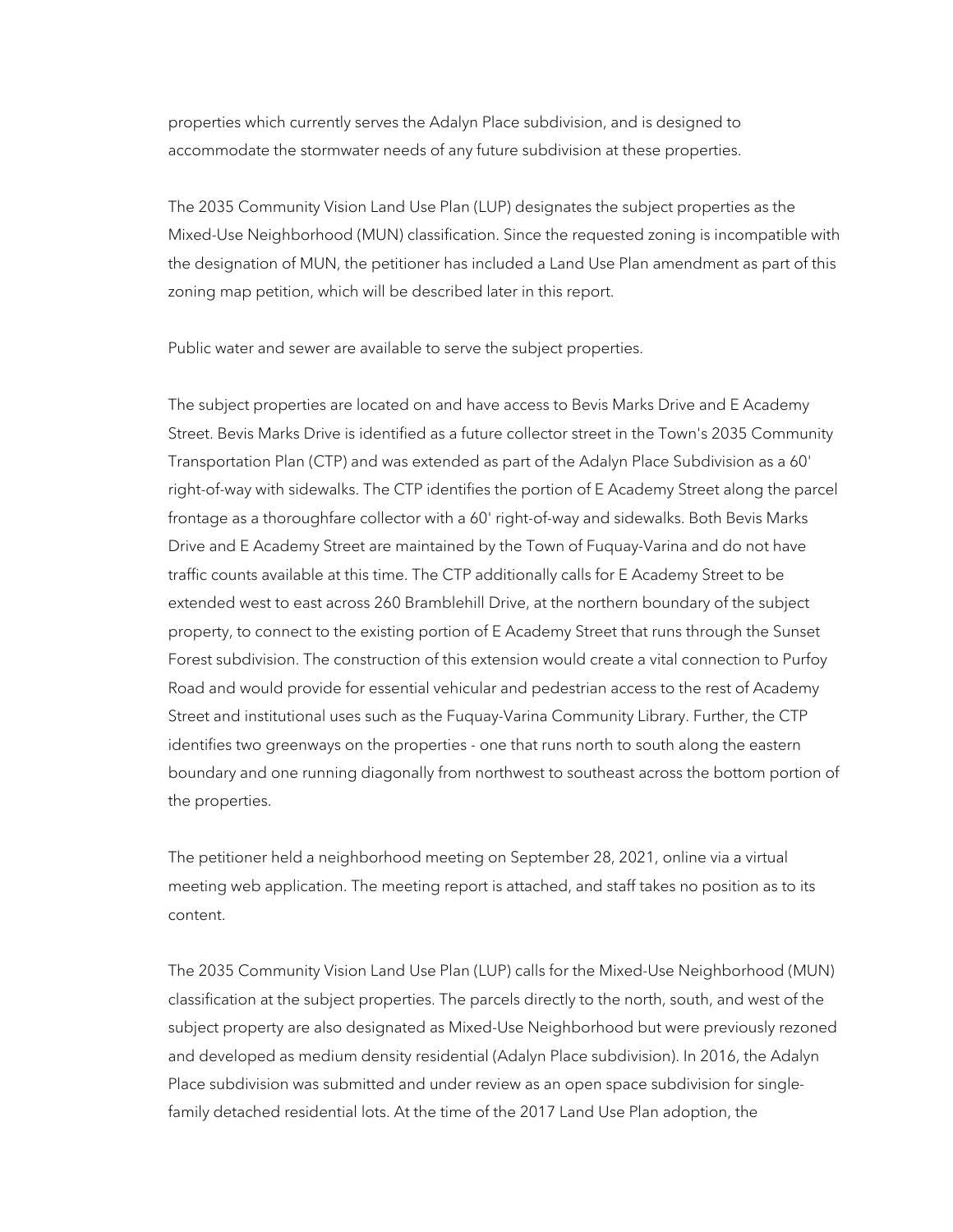properties which currently serves the Adalyn Place subdivision, and is designed to accommodate the stormwater needs of any future subdivision at these properties.

The 2035 Community Vision Land Use Plan (LUP) designates the subject properties as the Mixed-Use Neighborhood (MUN) classification. Since the requested zoning is incompatible with the designation of MUN, the petitioner has included a Land Use Plan amendment as part of this zoning map petition, which will be described later in this report.

Public water and sewer are available to serve the subject properties.

The subject properties are located on and have access to Bevis Marks Drive and E Academy Street. Bevis Marks Drive is identified as a future collector street in the Town's 2035 Community Transportation Plan (CTP) and was extended as part of the Adalyn Place Subdivision as a 60' right-of-way with sidewalks. The CTP identifies the portion of E Academy Street along the parcel frontage as a thoroughfare collector with a 60' right-of-way and sidewalks. Both Bevis Marks Drive and E Academy Street are maintained by the Town of Fuquay-Varina and do not have traffic counts available at this time. The CTP additionally calls for E Academy Street to be extended west to east across 260 Bramblehill Drive, at the northern boundary of the subject property, to connect to the existing portion of E Academy Street that runs through the Sunset Forest subdivision. The construction of this extension would create a vital connection to Purfoy Road and would provide for essential vehicular and pedestrian access to the rest of Academy Street and institutional uses such as the Fuquay-Varina Community Library. Further, the CTP identifies two greenways on the properties - one that runs north to south along the eastern boundary and one running diagonally from northwest to southeast across the bottom portion of the properties.

The petitioner held a neighborhood meeting on September 28, 2021, online via a virtual meeting web application. The meeting report is attached, and staff takes no position as to its content.

The 2035 Community Vision Land Use Plan (LUP) calls for the Mixed-Use Neighborhood (MUN) classification at the subject properties. The parcels directly to the north, south, and west of the subject property are also designated as Mixed-Use Neighborhood but were previously rezoned and developed as medium density residential (Adalyn Place subdivision). In 2016, the Adalyn Place subdivision was submitted and under review as an open space subdivision for single-family detached residential lots. At the time of the 2017 Land Use Plan adoption, the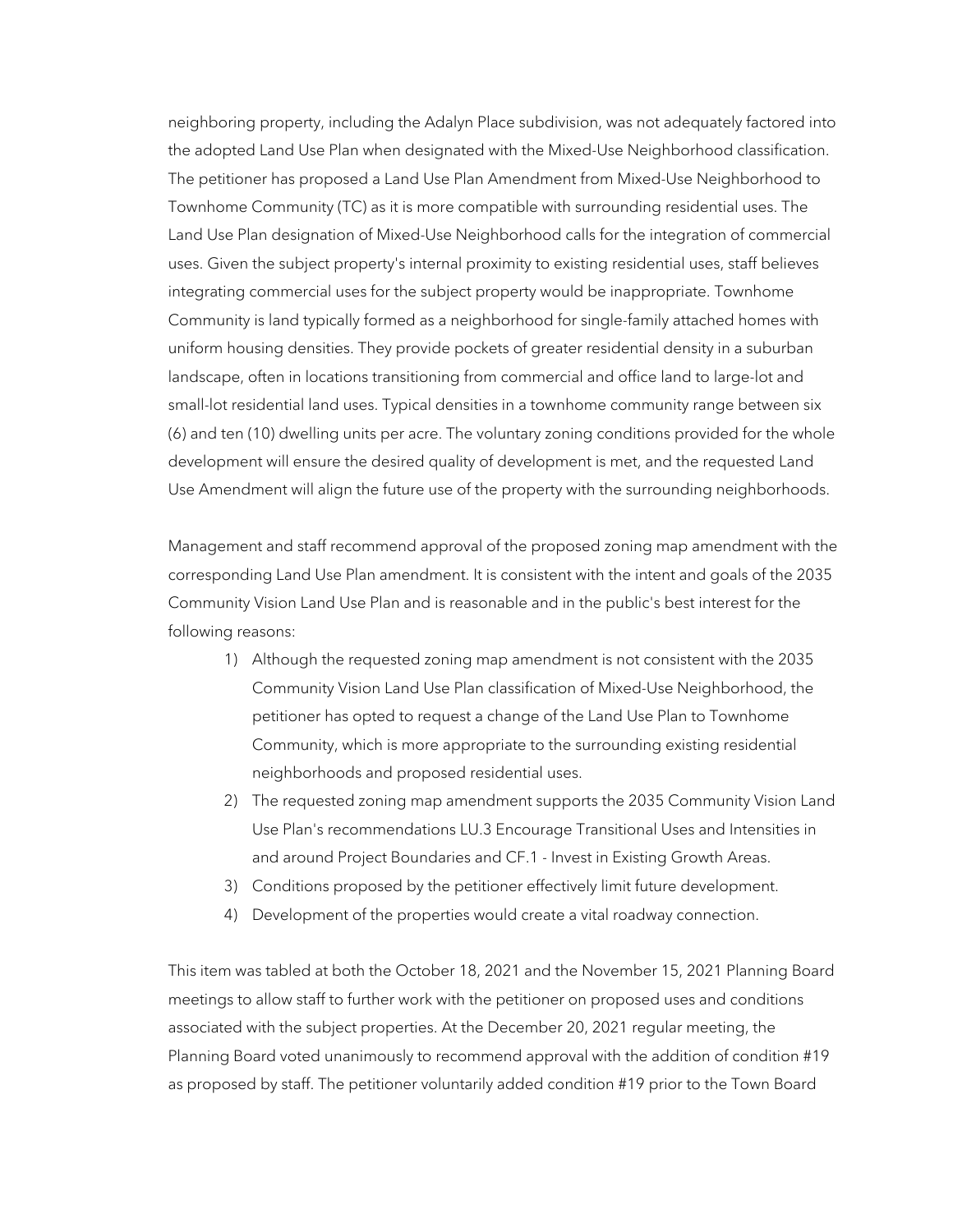neighboring property, including the Adalyn Place subdivision, was not adequately factored into the adopted Land Use Plan when designated with the Mixed-Use Neighborhood classification. The petitioner has proposed a Land Use Plan Amendment from Mixed-Use Neighborhood to Townhome Community (TC) as it is more compatible with surrounding residential uses. The Land Use Plan designation of Mixed-Use Neighborhood calls for the integration of commercial uses. Given the subject property's internal proximity to existing residential uses, staff believes integrating commercial uses for the subject property would be inappropriate. Townhome Community is land typically formed as a neighborhood for single-family attached homes with uniform housing densities. They provide pockets of greater residential density in a suburban landscape, often in locations transitioning from commercial and office land to large-lot and small-lot residential land uses. Typical densities in a townhome community range between six (6) and ten (10) dwelling units per acre. The voluntary zoning conditions provided for the whole development will ensure the desired quality of development is met, and the requested Land Use Amendment will align the future use of the property with the surrounding neighborhoods.

Management and staff recommend approval of the proposed zoning map amendment with the corresponding Land Use Plan amendment. It is consistent with the intent and goals of the 2035 Community Vision Land Use Plan and is reasonable and in the public's best interest for the following reasons:

1) Although the requested zoning map amendment is not consistent with the 2035 Community Vision Land Use Plan classification of Mixed-Use Neighborhood, the petitioner has opted to request a change of the Land Use Plan to Townhome Community, which is more appropriate to the surrounding existing residential neighborhoods and proposed residential uses.
2) The requested zoning map amendment supports the 2035 Community Vision Land Use Plan's recommendations LU.3 Encourage Transitional Uses and Intensities in and around Project Boundaries and CF.1 - Invest in Existing Growth Areas.
3) Conditions proposed by the petitioner effectively limit future development.
4) Development of the properties would create a vital roadway connection.

This item was tabled at both the October 18, 2021 and the November 15, 2021 Planning Board meetings to allow staff to further work with the petitioner on proposed uses and conditions associated with the subject properties. At the December 20, 2021 regular meeting, the Planning Board voted unanimously to recommend approval with the addition of condition #19 as proposed by staff. The petitioner voluntarily added condition #19 prior to the Town Board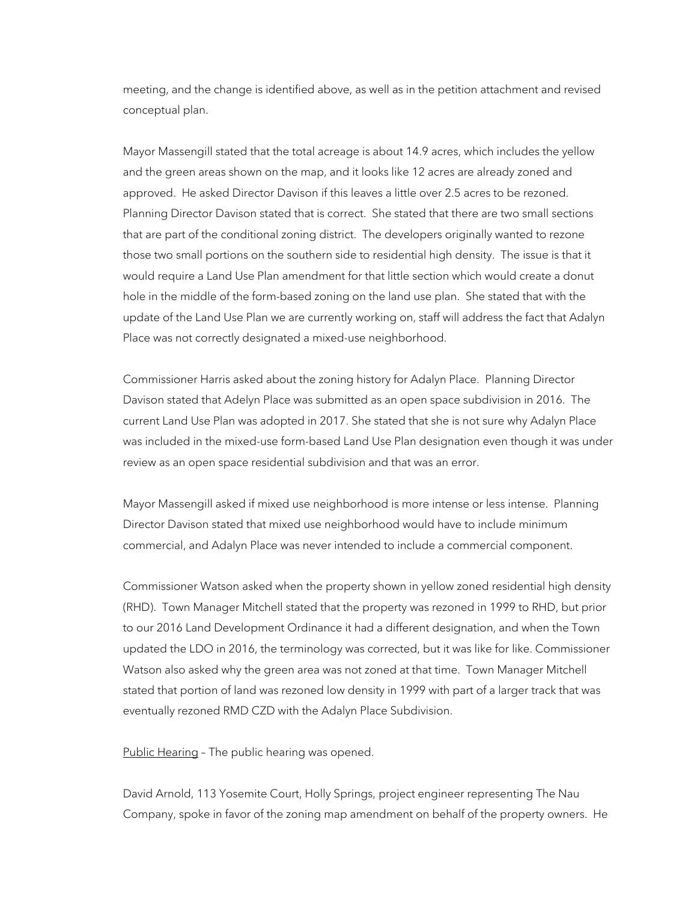meeting, and the change is identified above, as well as in the petition attachment and revised conceptual plan.

Mayor Massengill stated that the total acreage is about 14.9 acres, which includes the yellow and the green areas shown on the map, and it looks like 12 acres are already zoned and approved. He asked Director Davison if this leaves a little over 2.5 acres to be rezoned. Planning Director Davison stated that is correct. She stated that there are two small sections that are part of the conditional zoning district. The developers originally wanted to rezone those two small portions on the southern side to residential high density. The issue is that it would require a Land Use Plan amendment for that little section which would create a donut hole in the middle of the form-based zoning on the land use plan. She stated that with the update of the Land Use Plan we are currently working on, staff will address the fact that Adalyn Place was not correctly designated a mixed-use neighborhood.

Commissioner Harris asked about the zoning history for Adalyn Place. Planning Director Davison stated that Adelyn Place was submitted as an open space subdivision in 2016. The current Land Use Plan was adopted in 2017. She stated that she is not sure why Adalyn Place was included in the mixed-use form-based Land Use Plan designation even though it was under review as an open space residential subdivision and that was an error.

Mayor Massengill asked if mixed use neighborhood is more intense or less intense. Planning Director Davison stated that mixed use neighborhood would have to include minimum commercial, and Adalyn Place was never intended to include a commercial component.

Commissioner Watson asked when the property shown in yellow zoned residential high density (RHD). Town Manager Mitchell stated that the property was rezoned in 1999 to RHD, but prior to our 2016 Land Development Ordinance it had a different designation, and when the Town updated the LDO in 2016, the terminology was corrected, but it was like for like. Commissioner Watson also asked why the green area was not zoned at that time. Town Manager Mitchell stated that portion of land was rezoned low density in 1999 with part of a larger track that was eventually rezoned RMD CZD with the Adalyn Place Subdivision.

<u>Public Hearing</u> – The public hearing was opened.

David Arnold, 113 Yosemite Court, Holly Springs, project engineer representing The Nau Company, spoke in favor of the zoning map amendment on behalf of the property owners. He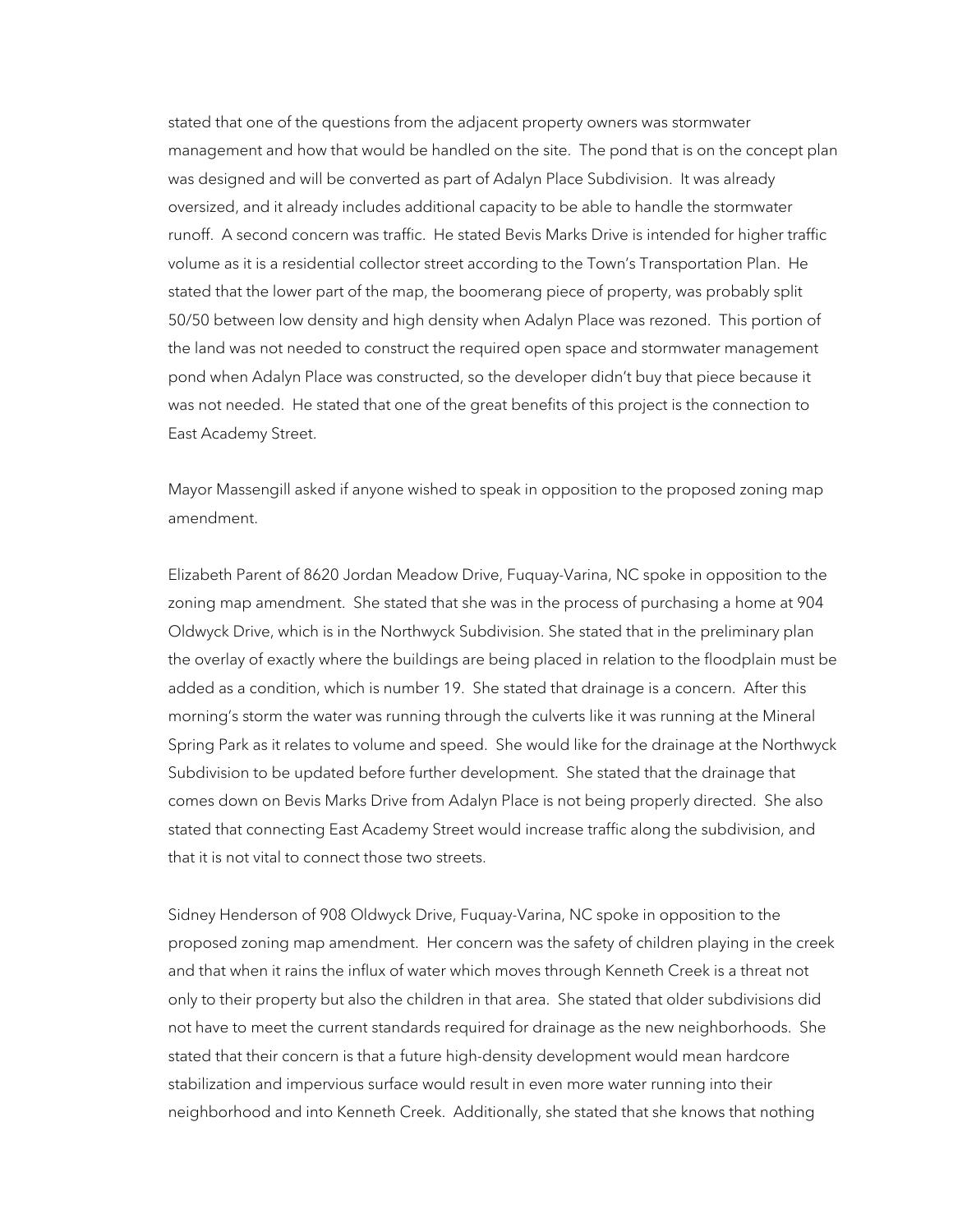stated that one of the questions from the adjacent property owners was stormwater management and how that would be handled on the site. The pond that is on the concept plan was designed and will be converted as part of Adalyn Place Subdivision. It was already oversized, and it already includes additional capacity to be able to handle the stormwater runoff. A second concern was traffic. He stated Bevis Marks Drive is intended for higher traffic volume as it is a residential collector street according to the Town's Transportation Plan. He stated that the lower part of the map, the boomerang piece of property, was probably split 50/50 between low density and high density when Adalyn Place was rezoned. This portion of the land was not needed to construct the required open space and stormwater management pond when Adalyn Place was constructed, so the developer didn't buy that piece because it was not needed. He stated that one of the great benefits of this project is the connection to East Academy Street.

Mayor Massengill asked if anyone wished to speak in opposition to the proposed zoning map amendment.

Elizabeth Parent of 8620 Jordan Meadow Drive, Fuquay-Varina, NC spoke in opposition to the zoning map amendment. She stated that she was in the process of purchasing a home at 904 Oldwyck Drive, which is in the Northwyck Subdivision. She stated that in the preliminary plan the overlay of exactly where the buildings are being placed in relation to the floodplain must be added as a condition, which is number 19. She stated that drainage is a concern. After this morning's storm the water was running through the culverts like it was running at the Mineral Spring Park as it relates to volume and speed. She would like for the drainage at the Northwyck Subdivision to be updated before further development. She stated that the drainage that comes down on Bevis Marks Drive from Adalyn Place is not being properly directed. She also stated that connecting East Academy Street would increase traffic along the subdivision, and that it is not vital to connect those two streets.

Sidney Henderson of 908 Oldwyck Drive, Fuquay-Varina, NC spoke in opposition to the proposed zoning map amendment. Her concern was the safety of children playing in the creek and that when it rains the influx of water which moves through Kenneth Creek is a threat not only to their property but also the children in that area. She stated that older subdivisions did not have to meet the current standards required for drainage as the new neighborhoods. She stated that their concern is that a future high-density development would mean hardcore stabilization and impervious surface would result in even more water running into their neighborhood and into Kenneth Creek. Additionally, she stated that she knows that nothing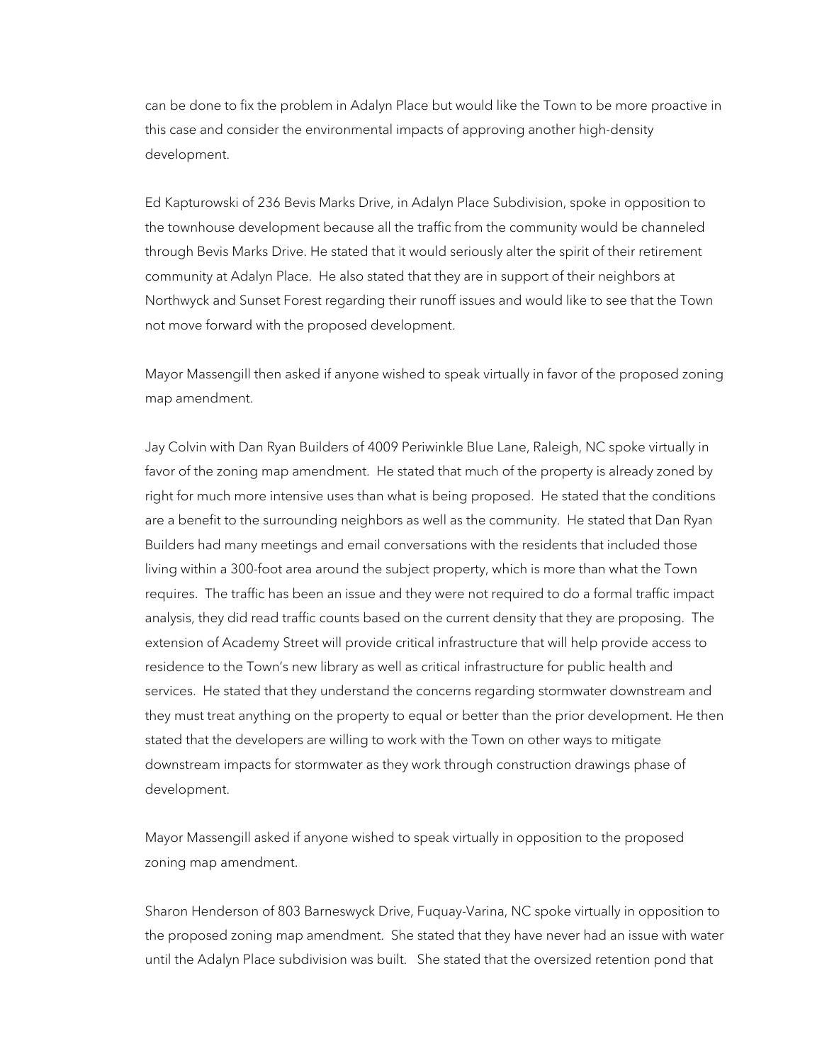can be done to fix the problem in Adalyn Place but would like the Town to be more proactive in this case and consider the environmental impacts of approving another high-density development.

Ed Kapturowski of 236 Bevis Marks Drive, in Adalyn Place Subdivision, spoke in opposition to the townhouse development because all the traffic from the community would be channeled through Bevis Marks Drive. He stated that it would seriously alter the spirit of their retirement community at Adalyn Place. He also stated that they are in support of their neighbors at Northwyck and Sunset Forest regarding their runoff issues and would like to see that the Town not move forward with the proposed development.

Mayor Massengill then asked if anyone wished to speak virtually in favor of the proposed zoning map amendment.

Jay Colvin with Dan Ryan Builders of 4009 Periwinkle Blue Lane, Raleigh, NC spoke virtually in favor of the zoning map amendment. He stated that much of the property is already zoned by right for much more intensive uses than what is being proposed. He stated that the conditions are a benefit to the surrounding neighbors as well as the community. He stated that Dan Ryan Builders had many meetings and email conversations with the residents that included those living within a 300-foot area around the subject property, which is more than what the Town requires. The traffic has been an issue and they were not required to do a formal traffic impact analysis, they did read traffic counts based on the current density that they are proposing. The extension of Academy Street will provide critical infrastructure that will help provide access to residence to the Town's new library as well as critical infrastructure for public health and services. He stated that they understand the concerns regarding stormwater downstream and they must treat anything on the property to equal or better than the prior development. He then stated that the developers are willing to work with the Town on other ways to mitigate downstream impacts for stormwater as they work through construction drawings phase of development.

Mayor Massengill asked if anyone wished to speak virtually in opposition to the proposed zoning map amendment.

Sharon Henderson of 803 Barneswyck Drive, Fuquay-Varina, NC spoke virtually in opposition to the proposed zoning map amendment. She stated that they have never had an issue with water until the Adalyn Place subdivision was built. She stated that the oversized retention pond that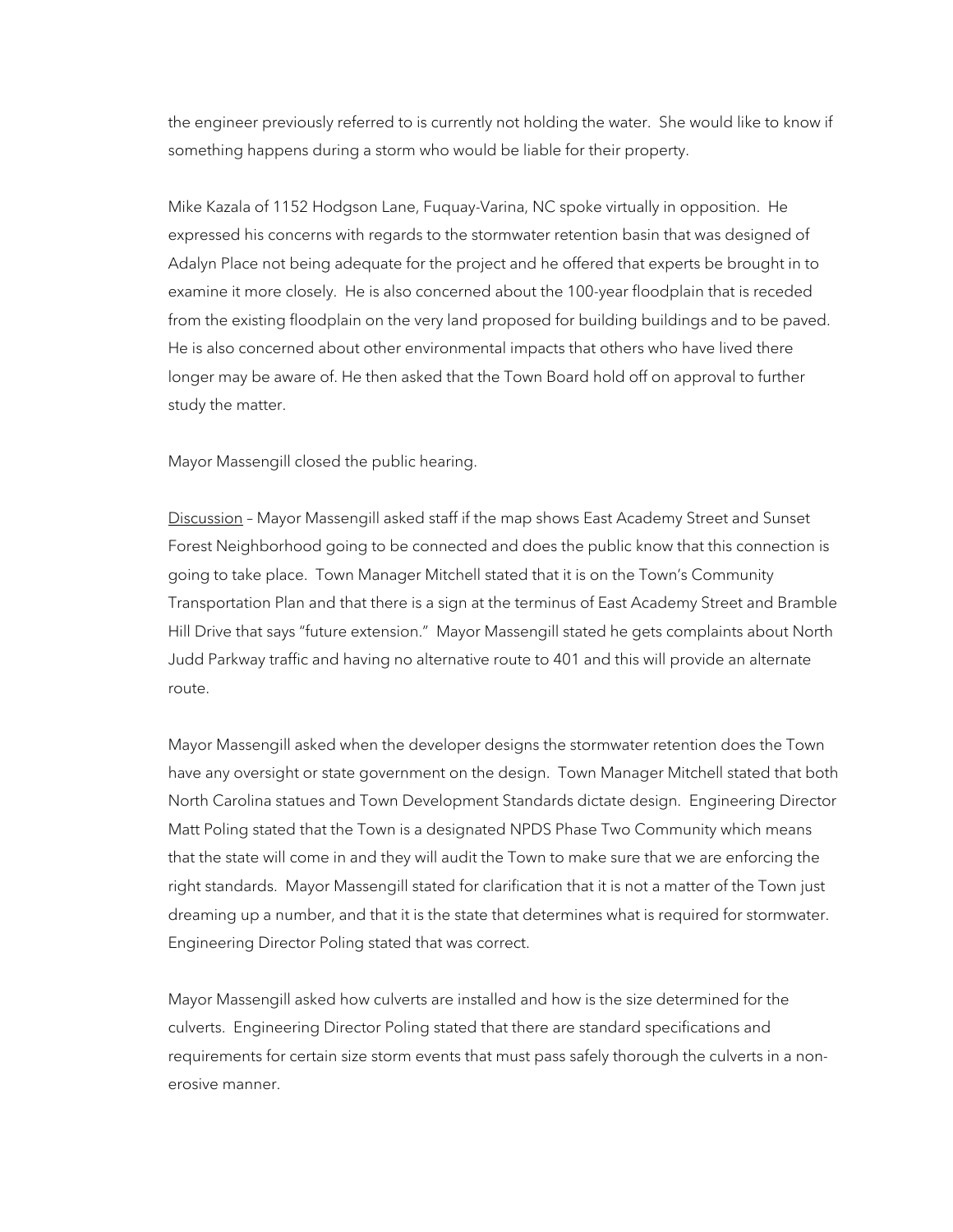the engineer previously referred to is currently not holding the water. She would like to know if something happens during a storm who would be liable for their property.

Mike Kazala of 1152 Hodgson Lane, Fuquay-Varina, NC spoke virtually in opposition. He expressed his concerns with regards to the stormwater retention basin that was designed of Adalyn Place not being adequate for the project and he offered that experts be brought in to examine it more closely. He is also concerned about the 100-year floodplain that is receded from the existing floodplain on the very land proposed for building buildings and to be paved. He is also concerned about other environmental impacts that others who have lived there longer may be aware of. He then asked that the Town Board hold off on approval to further study the matter.

Mayor Massengill closed the public hearing.

Discussion – Mayor Massengill asked staff if the map shows East Academy Street and Sunset Forest Neighborhood going to be connected and does the public know that this connection is going to take place. Town Manager Mitchell stated that it is on the Town's Community Transportation Plan and that there is a sign at the terminus of East Academy Street and Bramble Hill Drive that says "future extension." Mayor Massengill stated he gets complaints about North Judd Parkway traffic and having no alternative route to 401 and this will provide an alternate route.

Mayor Massengill asked when the developer designs the stormwater retention does the Town have any oversight or state government on the design. Town Manager Mitchell stated that both North Carolina statues and Town Development Standards dictate design. Engineering Director Matt Poling stated that the Town is a designated NPDS Phase Two Community which means that the state will come in and they will audit the Town to make sure that we are enforcing the right standards. Mayor Massengill stated for clarification that it is not a matter of the Town just dreaming up a number, and that it is the state that determines what is required for stormwater. Engineering Director Poling stated that was correct.

Mayor Massengill asked how culverts are installed and how is the size determined for the culverts. Engineering Director Poling stated that there are standard specifications and requirements for certain size storm events that must pass safely thorough the culverts in a non-erosive manner.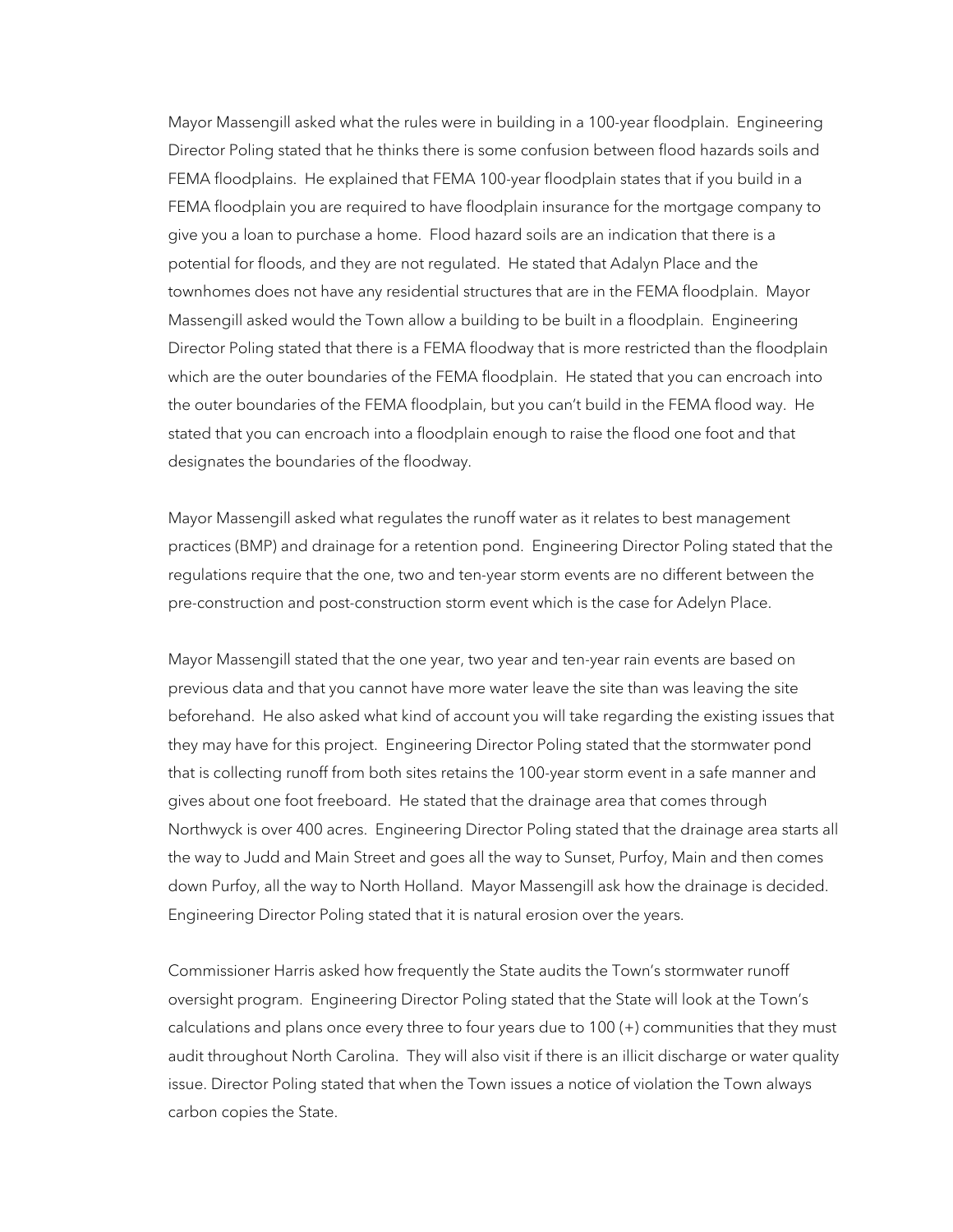Mayor Massengill asked what the rules were in building in a 100-year floodplain. Engineering Director Poling stated that he thinks there is some confusion between flood hazards soils and FEMA floodplains. He explained that FEMA 100-year floodplain states that if you build in a FEMA floodplain you are required to have floodplain insurance for the mortgage company to give you a loan to purchase a home. Flood hazard soils are an indication that there is a potential for floods, and they are not regulated. He stated that Adalyn Place and the townhomes does not have any residential structures that are in the FEMA floodplain. Mayor Massengill asked would the Town allow a building to be built in a floodplain. Engineering Director Poling stated that there is a FEMA floodway that is more restricted than the floodplain which are the outer boundaries of the FEMA floodplain. He stated that you can encroach into the outer boundaries of the FEMA floodplain, but you can't build in the FEMA flood way. He stated that you can encroach into a floodplain enough to raise the flood one foot and that designates the boundaries of the floodway.

Mayor Massengill asked what regulates the runoff water as it relates to best management practices (BMP) and drainage for a retention pond. Engineering Director Poling stated that the regulations require that the one, two and ten-year storm events are no different between the pre-construction and post-construction storm event which is the case for Adelyn Place.

Mayor Massengill stated that the one year, two year and ten-year rain events are based on previous data and that you cannot have more water leave the site than was leaving the site beforehand. He also asked what kind of account you will take regarding the existing issues that they may have for this project. Engineering Director Poling stated that the stormwater pond that is collecting runoff from both sites retains the 100-year storm event in a safe manner and gives about one foot freeboard. He stated that the drainage area that comes through Northwyck is over 400 acres. Engineering Director Poling stated that the drainage area starts all the way to Judd and Main Street and goes all the way to Sunset, Purfoy, Main and then comes down Purfoy, all the way to North Holland. Mayor Massengill ask how the drainage is decided. Engineering Director Poling stated that it is natural erosion over the years.

Commissioner Harris asked how frequently the State audits the Town's stormwater runoff oversight program. Engineering Director Poling stated that the State will look at the Town's calculations and plans once every three to four years due to 100 (+) communities that they must audit throughout North Carolina. They will also visit if there is an illicit discharge or water quality issue. Director Poling stated that when the Town issues a notice of violation the Town always carbon copies the State.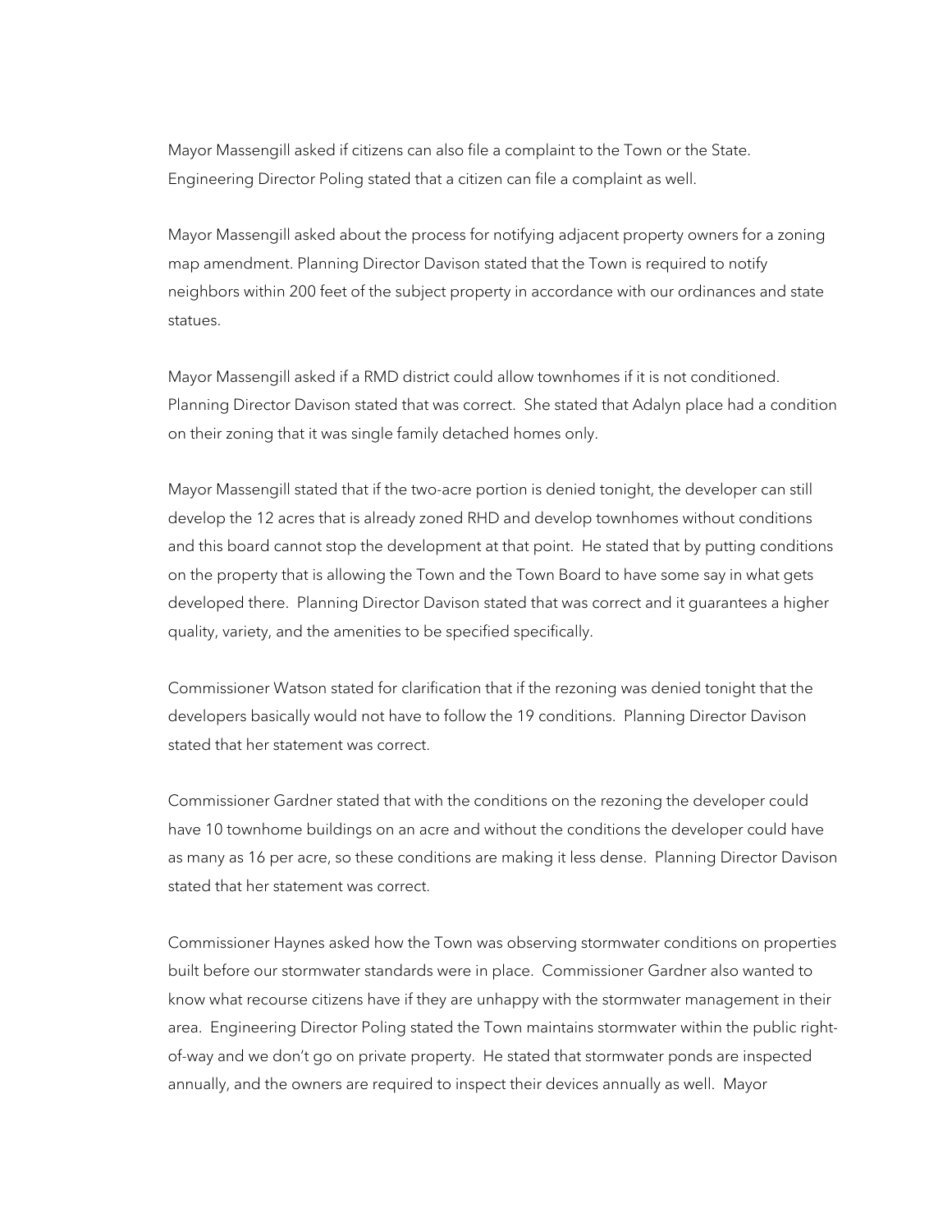Mayor Massengill asked if citizens can also file a complaint to the Town or the State. Engineering Director Poling stated that a citizen can file a complaint as well.

Mayor Massengill asked about the process for notifying adjacent property owners for a zoning map amendment. Planning Director Davison stated that the Town is required to notify neighbors within 200 feet of the subject property in accordance with our ordinances and state statues.

Mayor Massengill asked if a RMD district could allow townhomes if it is not conditioned. Planning Director Davison stated that was correct. She stated that Adalyn place had a condition on their zoning that it was single family detached homes only.

Mayor Massengill stated that if the two-acre portion is denied tonight, the developer can still develop the 12 acres that is already zoned RHD and develop townhomes without conditions and this board cannot stop the development at that point. He stated that by putting conditions on the property that is allowing the Town and the Town Board to have some say in what gets developed there. Planning Director Davison stated that was correct and it guarantees a higher quality, variety, and the amenities to be specified specifically.

Commissioner Watson stated for clarification that if the rezoning was denied tonight that the developers basically would not have to follow the 19 conditions. Planning Director Davison stated that her statement was correct.

Commissioner Gardner stated that with the conditions on the rezoning the developer could have 10 townhome buildings on an acre and without the conditions the developer could have as many as 16 per acre, so these conditions are making it less dense. Planning Director Davison stated that her statement was correct.

Commissioner Haynes asked how the Town was observing stormwater conditions on properties built before our stormwater standards were in place. Commissioner Gardner also wanted to know what recourse citizens have if they are unhappy with the stormwater management in their area. Engineering Director Poling stated the Town maintains stormwater within the public right-of-way and we don't go on private property. He stated that stormwater ponds are inspected annually, and the owners are required to inspect their devices annually as well. Mayor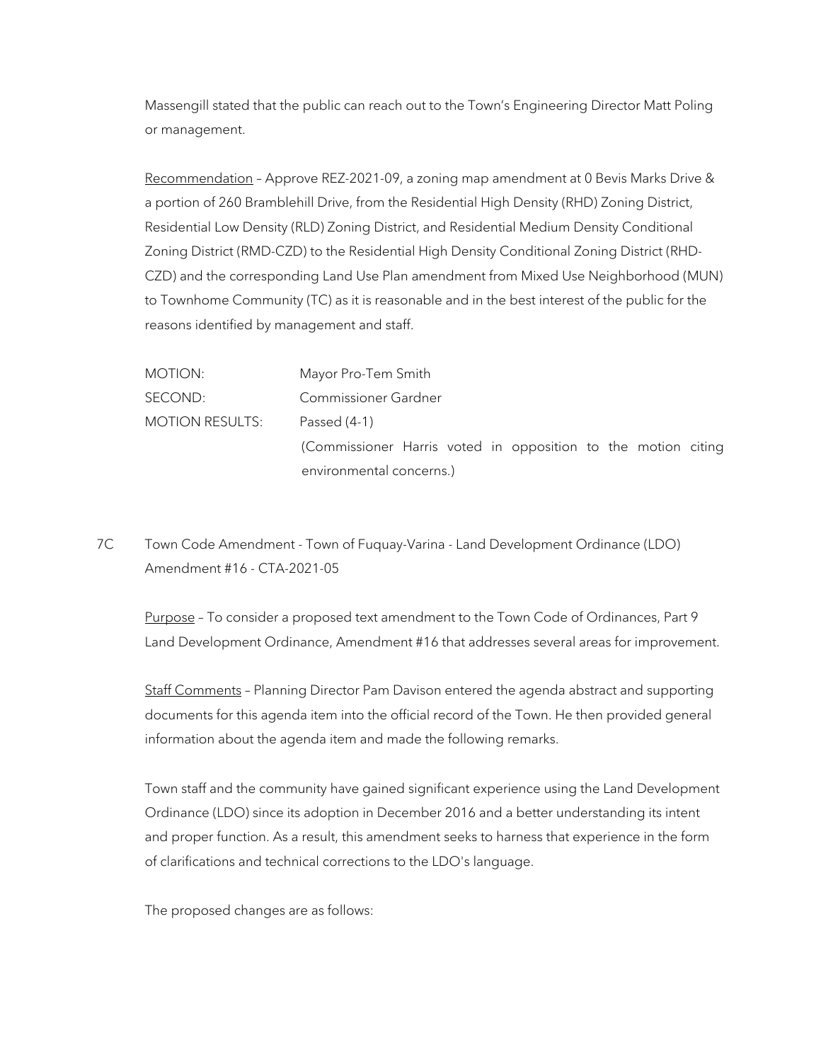Massengill stated that the public can reach out to the Town's Engineering Director Matt Poling or management.

Recommendation – Approve REZ-2021-09, a zoning map amendment at 0 Bevis Marks Drive & a portion of 260 Bramblehill Drive, from the Residential High Density (RHD) Zoning District, Residential Low Density (RLD) Zoning District, and Residential Medium Density Conditional Zoning District (RMD-CZD) to the Residential High Density Conditional Zoning District (RHD-CZD) and the corresponding Land Use Plan amendment from Mixed Use Neighborhood (MUN) to Townhome Community (TC) as it is reasonable and in the best interest of the public for the reasons identified by management and staff.

| | |
|---|---|
| MOTION: | Mayor Pro-Tem Smith |
| SECOND: | Commissioner Gardner |
| MOTION RESULTS: | Passed (4-1)<br>(Commissioner Harris voted in opposition to the motion citing environmental concerns.) |

7C Town Code Amendment - Town of Fuquay-Varina - Land Development Ordinance (LDO) Amendment #16 - CTA-2021-05

Purpose – To consider a proposed text amendment to the Town Code of Ordinances, Part 9 Land Development Ordinance, Amendment #16 that addresses several areas for improvement.

Staff Comments – Planning Director Pam Davison entered the agenda abstract and supporting documents for this agenda item into the official record of the Town. He then provided general information about the agenda item and made the following remarks.

Town staff and the community have gained significant experience using the Land Development Ordinance (LDO) since its adoption in December 2016 and a better understanding its intent and proper function. As a result, this amendment seeks to harness that experience in the form of clarifications and technical corrections to the LDO's language.

The proposed changes are as follows: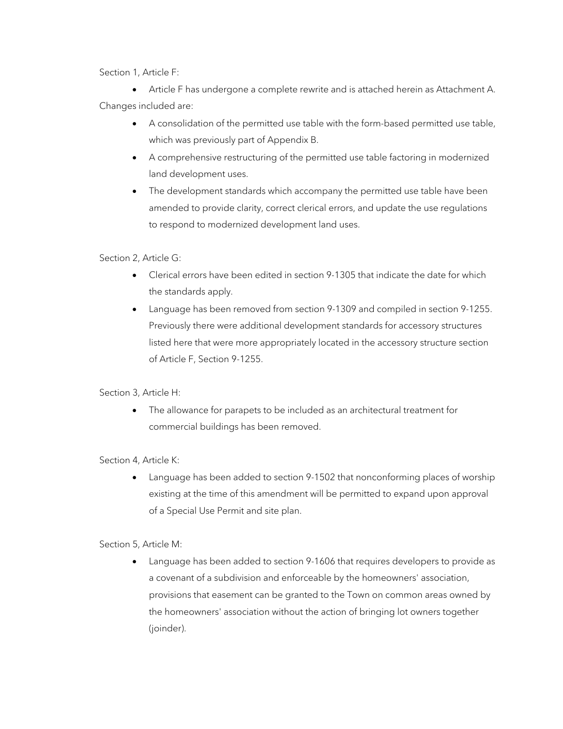Section 1, Article F:

- Article F has undergone a complete rewrite and is attached herein as Attachment A.

Changes included are:

- A consolidation of the permitted use table with the form-based permitted use table, which was previously part of Appendix B.
- A comprehensive restructuring of the permitted use table factoring in modernized land development uses.
- The development standards which accompany the permitted use table have been amended to provide clarity, correct clerical errors, and update the use regulations to respond to modernized development land uses.

Section 2, Article G:

- Clerical errors have been edited in section 9-1305 that indicate the date for which the standards apply.
- Language has been removed from section 9-1309 and compiled in section 9-1255. Previously there were additional development standards for accessory structures listed here that were more appropriately located in the accessory structure section of Article F, Section 9-1255.

Section 3, Article H:

- The allowance for parapets to be included as an architectural treatment for commercial buildings has been removed.

Section 4, Article K:

- Language has been added to section 9-1502 that nonconforming places of worship existing at the time of this amendment will be permitted to expand upon approval of a Special Use Permit and site plan.

Section 5, Article M:

- Language has been added to section 9-1606 that requires developers to provide as a covenant of a subdivision and enforceable by the homeowners' association, provisions that easement can be granted to the Town on common areas owned by the homeowners' association without the action of bringing lot owners together (joinder).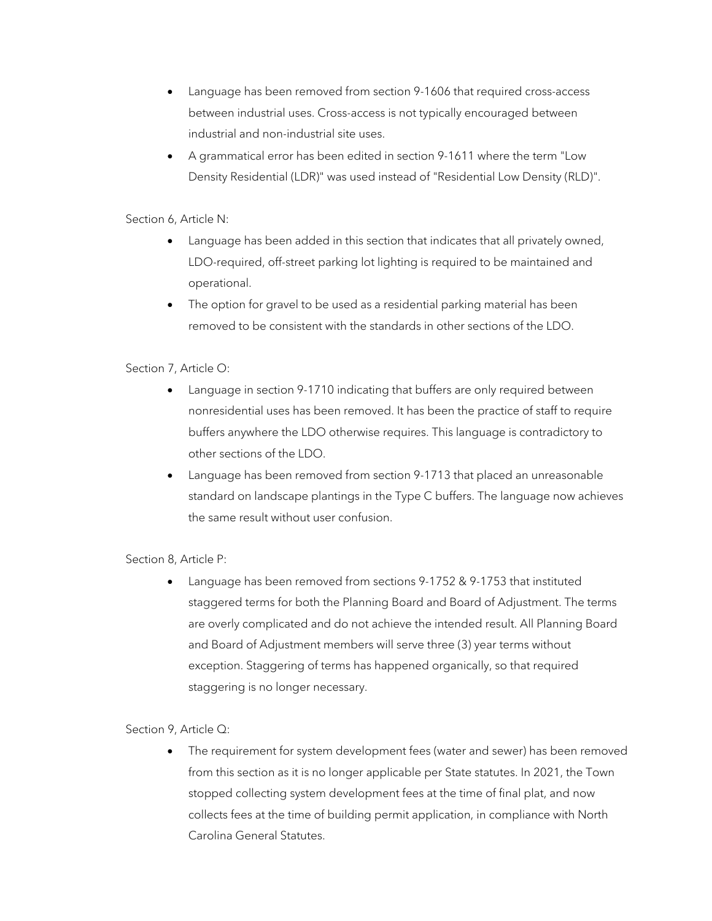- Language has been removed from section 9-1606 that required cross-access between industrial uses. Cross-access is not typically encouraged between industrial and non-industrial site uses.
- A grammatical error has been edited in section 9-1611 where the term "Low Density Residential (LDR)" was used instead of "Residential Low Density (RLD)".

Section 6, Article N:

- Language has been added in this section that indicates that all privately owned, LDO-required, off-street parking lot lighting is required to be maintained and operational.
- The option for gravel to be used as a residential parking material has been removed to be consistent with the standards in other sections of the LDO.

Section 7, Article O:

- Language in section 9-1710 indicating that buffers are only required between nonresidential uses has been removed. It has been the practice of staff to require buffers anywhere the LDO otherwise requires. This language is contradictory to other sections of the LDO.
- Language has been removed from section 9-1713 that placed an unreasonable standard on landscape plantings in the Type C buffers. The language now achieves the same result without user confusion.

Section 8, Article P:

- Language has been removed from sections 9-1752 & 9-1753 that instituted staggered terms for both the Planning Board and Board of Adjustment. The terms are overly complicated and do not achieve the intended result. All Planning Board and Board of Adjustment members will serve three (3) year terms without exception. Staggering of terms has happened organically, so that required staggering is no longer necessary.

Section 9, Article Q:

- The requirement for system development fees (water and sewer) has been removed from this section as it is no longer applicable per State statutes. In 2021, the Town stopped collecting system development fees at the time of final plat, and now collects fees at the time of building permit application, in compliance with North Carolina General Statutes.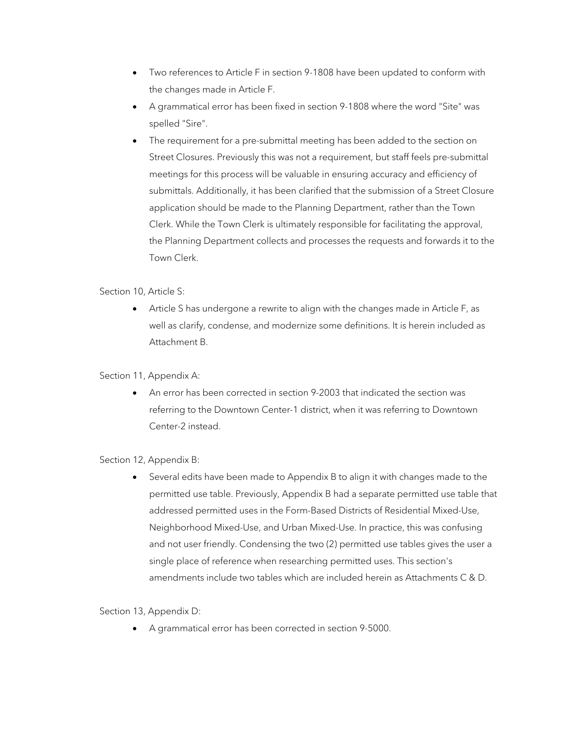- Two references to Article F in section 9-1808 have been updated to conform with the changes made in Article F.
- A grammatical error has been fixed in section 9-1808 where the word "Site" was spelled "Sire".
- The requirement for a pre-submittal meeting has been added to the section on Street Closures. Previously this was not a requirement, but staff feels pre-submittal meetings for this process will be valuable in ensuring accuracy and efficiency of submittals. Additionally, it has been clarified that the submission of a Street Closure application should be made to the Planning Department, rather than the Town Clerk. While the Town Clerk is ultimately responsible for facilitating the approval, the Planning Department collects and processes the requests and forwards it to the Town Clerk.

Section 10, Article S:

- Article S has undergone a rewrite to align with the changes made in Article F, as well as clarify, condense, and modernize some definitions. It is herein included as Attachment B.

Section 11, Appendix A:

- An error has been corrected in section 9-2003 that indicated the section was referring to the Downtown Center-1 district, when it was referring to Downtown Center-2 instead.

Section 12, Appendix B:

- Several edits have been made to Appendix B to align it with changes made to the permitted use table. Previously, Appendix B had a separate permitted use table that addressed permitted uses in the Form-Based Districts of Residential Mixed-Use, Neighborhood Mixed-Use, and Urban Mixed-Use. In practice, this was confusing and not user friendly. Condensing the two (2) permitted use tables gives the user a single place of reference when researching permitted uses. This section's amendments include two tables which are included herein as Attachments C & D.

Section 13, Appendix D:

- A grammatical error has been corrected in section 9-5000.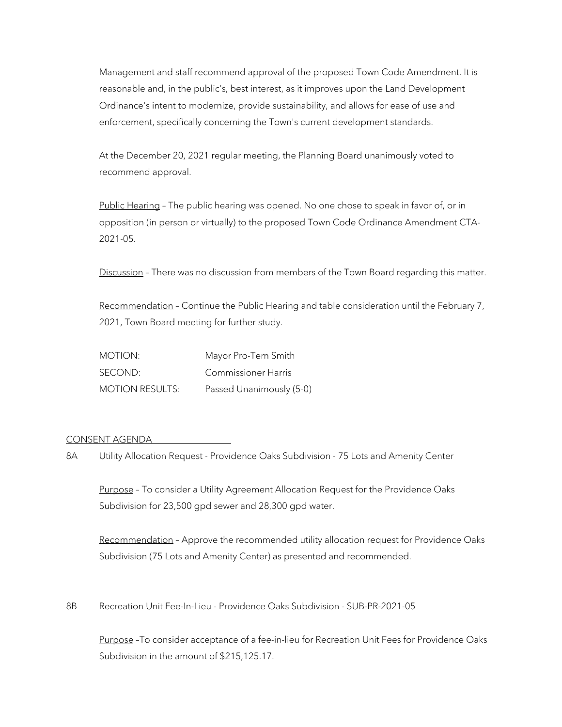Management and staff recommend approval of the proposed Town Code Amendment. It is reasonable and, in the public's, best interest, as it improves upon the Land Development Ordinance's intent to modernize, provide sustainability, and allows for ease of use and enforcement, specifically concerning the Town's current development standards.

At the December 20, 2021 regular meeting, the Planning Board unanimously voted to recommend approval.

<u>Public Hearing</u> – The public hearing was opened. No one chose to speak in favor of, or in opposition (in person or virtually) to the proposed Town Code Ordinance Amendment CTA-2021-05.

<u>Discussion</u> – There was no discussion from members of the Town Board regarding this matter.

<u>Recommendation</u> – Continue the Public Hearing and table consideration until the February 7, 2021, Town Board meeting for further study.

| | |
|---|---|
| MOTION: | Mayor Pro-Tem Smith |
| SECOND: | Commissioner Harris |
| MOTION RESULTS: | Passed Unanimously (5-0) |

## <u>CONSENT AGENDA</u>

8A Utility Allocation Request - Providence Oaks Subdivision - 75 Lots and Amenity Center

<u>Purpose</u> – To consider a Utility Agreement Allocation Request for the Providence Oaks Subdivision for 23,500 gpd sewer and 28,300 gpd water.

<u>Recommendation</u> – Approve the recommended utility allocation request for Providence Oaks Subdivision (75 Lots and Amenity Center) as presented and recommended.

8B Recreation Unit Fee-In-Lieu - Providence Oaks Subdivision - SUB-PR-2021-05

<u>Purpose</u> –To consider acceptance of a fee-in-lieu for Recreation Unit Fees for Providence Oaks Subdivision in the amount of $215,125.17.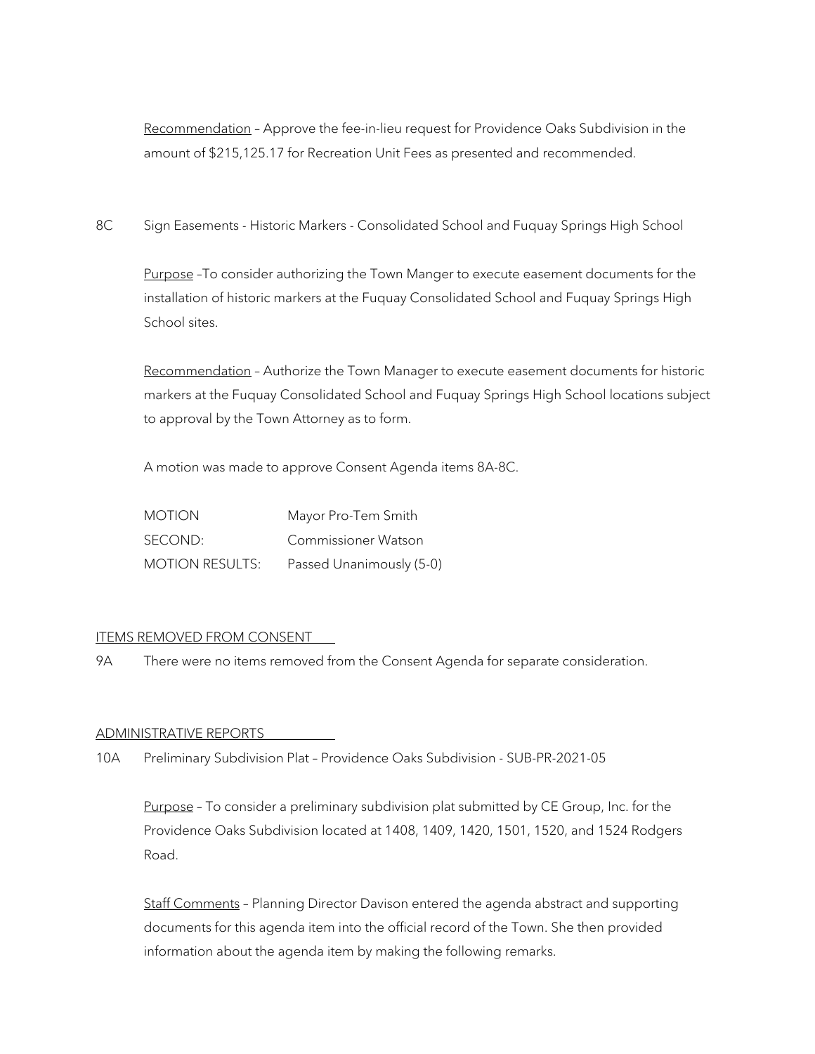Recommendation – Approve the fee-in-lieu request for Providence Oaks Subdivision in the amount of $215,125.17 for Recreation Unit Fees as presented and recommended.

8C Sign Easements - Historic Markers - Consolidated School and Fuquay Springs High School

Purpose –To consider authorizing the Town Manger to execute easement documents for the installation of historic markers at the Fuquay Consolidated School and Fuquay Springs High School sites.

Recommendation – Authorize the Town Manager to execute easement documents for historic markers at the Fuquay Consolidated School and Fuquay Springs High School locations subject to approval by the Town Attorney as to form.

A motion was made to approve Consent Agenda items 8A-8C.

| | |
|---|---|
| MOTION | Mayor Pro-Tem Smith |
| SECOND: | Commissioner Watson |
| MOTION RESULTS: | Passed Unanimously (5-0) |

ITEMS REMOVED FROM CONSENT

9A There were no items removed from the Consent Agenda for separate consideration.

ADMINISTRATIVE REPORTS

10A Preliminary Subdivision Plat – Providence Oaks Subdivision - SUB-PR-2021-05

Purpose – To consider a preliminary subdivision plat submitted by CE Group, Inc. for the Providence Oaks Subdivision located at 1408, 1409, 1420, 1501, 1520, and 1524 Rodgers Road.

Staff Comments – Planning Director Davison entered the agenda abstract and supporting documents for this agenda item into the official record of the Town. She then provided information about the agenda item by making the following remarks.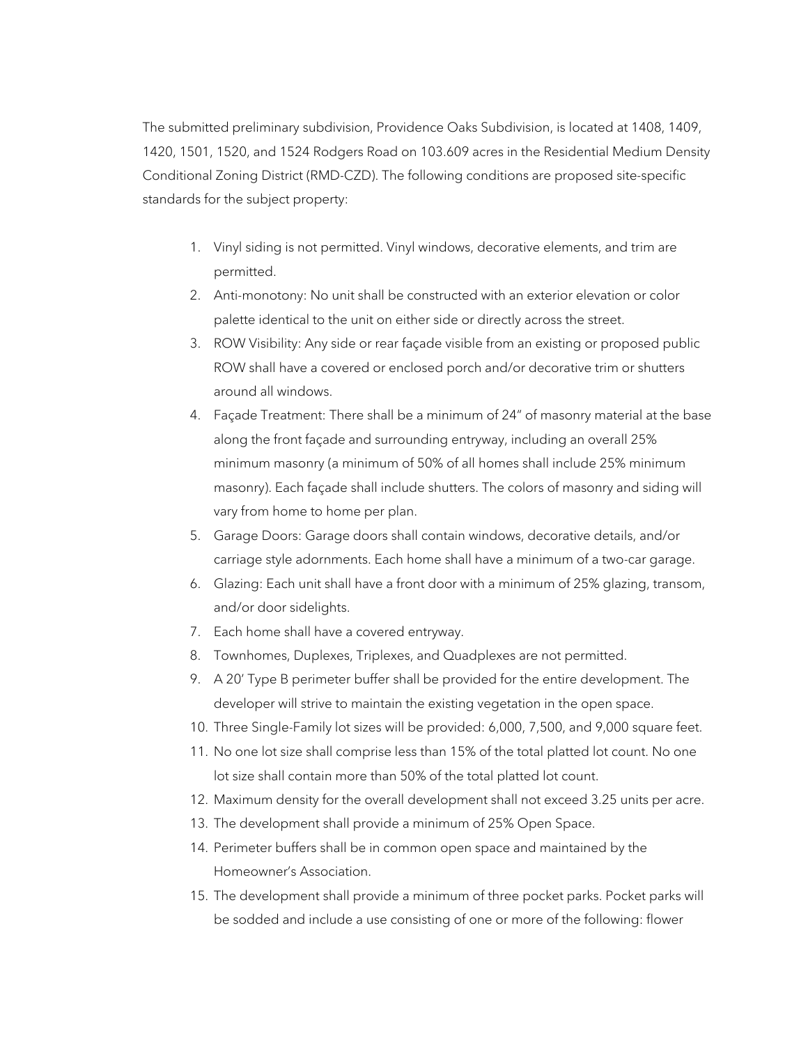The submitted preliminary subdivision, Providence Oaks Subdivision, is located at 1408, 1409, 1420, 1501, 1520, and 1524 Rodgers Road on 103.609 acres in the Residential Medium Density Conditional Zoning District (RMD-CZD). The following conditions are proposed site-specific standards for the subject property:

1. Vinyl siding is not permitted. Vinyl windows, decorative elements, and trim are permitted.
2. Anti-monotony: No unit shall be constructed with an exterior elevation or color palette identical to the unit on either side or directly across the street.
3. ROW Visibility: Any side or rear façade visible from an existing or proposed public ROW shall have a covered or enclosed porch and/or decorative trim or shutters around all windows.
4. Façade Treatment: There shall be a minimum of 24" of masonry material at the base along the front façade and surrounding entryway, including an overall 25% minimum masonry (a minimum of 50% of all homes shall include 25% minimum masonry). Each façade shall include shutters. The colors of masonry and siding will vary from home to home per plan.
5. Garage Doors: Garage doors shall contain windows, decorative details, and/or carriage style adornments. Each home shall have a minimum of a two-car garage.
6. Glazing: Each unit shall have a front door with a minimum of 25% glazing, transom, and/or door sidelights.
7. Each home shall have a covered entryway.
8. Townhomes, Duplexes, Triplexes, and Quadplexes are not permitted.
9. A 20' Type B perimeter buffer shall be provided for the entire development. The developer will strive to maintain the existing vegetation in the open space.
10. Three Single-Family lot sizes will be provided: 6,000, 7,500, and 9,000 square feet.
11. No one lot size shall comprise less than 15% of the total platted lot count. No one lot size shall contain more than 50% of the total platted lot count.
12. Maximum density for the overall development shall not exceed 3.25 units per acre.
13. The development shall provide a minimum of 25% Open Space.
14. Perimeter buffers shall be in common open space and maintained by the Homeowner's Association.
15. The development shall provide a minimum of three pocket parks. Pocket parks will be sodded and include a use consisting of one or more of the following: flower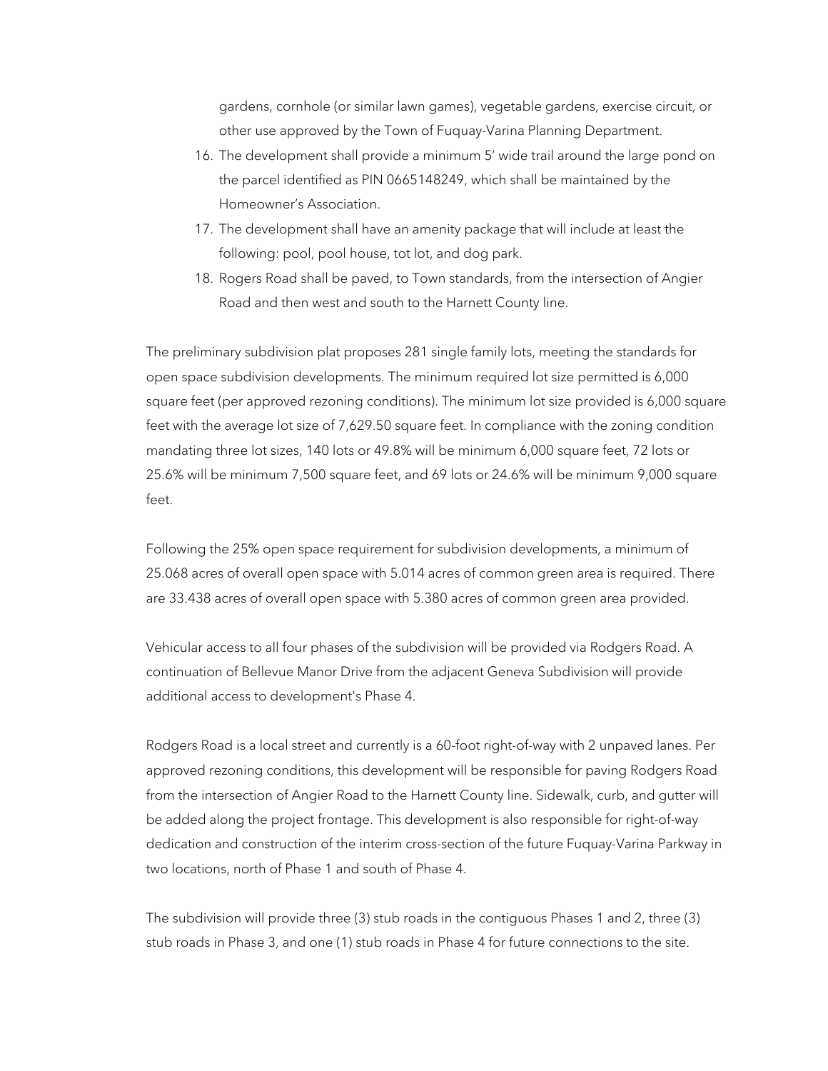gardens, cornhole (or similar lawn games), vegetable gardens, exercise circuit, or other use approved by the Town of Fuquay-Varina Planning Department.

16. The development shall provide a minimum 5' wide trail around the large pond on the parcel identified as PIN 0665148249, which shall be maintained by the Homeowner's Association.
17. The development shall have an amenity package that will include at least the following: pool, pool house, tot lot, and dog park.
18. Rogers Road shall be paved, to Town standards, from the intersection of Angier Road and then west and south to the Harnett County line.

The preliminary subdivision plat proposes 281 single family lots, meeting the standards for open space subdivision developments. The minimum required lot size permitted is 6,000 square feet (per approved rezoning conditions). The minimum lot size provided is 6,000 square feet with the average lot size of 7,629.50 square feet. In compliance with the zoning condition mandating three lot sizes, 140 lots or 49.8% will be minimum 6,000 square feet, 72 lots or 25.6% will be minimum 7,500 square feet, and 69 lots or 24.6% will be minimum 9,000 square feet.

Following the 25% open space requirement for subdivision developments, a minimum of 25.068 acres of overall open space with 5.014 acres of common green area is required. There are 33.438 acres of overall open space with 5.380 acres of common green area provided.

Vehicular access to all four phases of the subdivision will be provided via Rodgers Road. A continuation of Bellevue Manor Drive from the adjacent Geneva Subdivision will provide additional access to development's Phase 4.

Rodgers Road is a local street and currently is a 60-foot right-of-way with 2 unpaved lanes. Per approved rezoning conditions, this development will be responsible for paving Rodgers Road from the intersection of Angier Road to the Harnett County line. Sidewalk, curb, and gutter will be added along the project frontage. This development is also responsible for right-of-way dedication and construction of the interim cross-section of the future Fuquay-Varina Parkway in two locations, north of Phase 1 and south of Phase 4.

The subdivision will provide three (3) stub roads in the contiguous Phases 1 and 2, three (3) stub roads in Phase 3, and one (1) stub roads in Phase 4 for future connections to the site.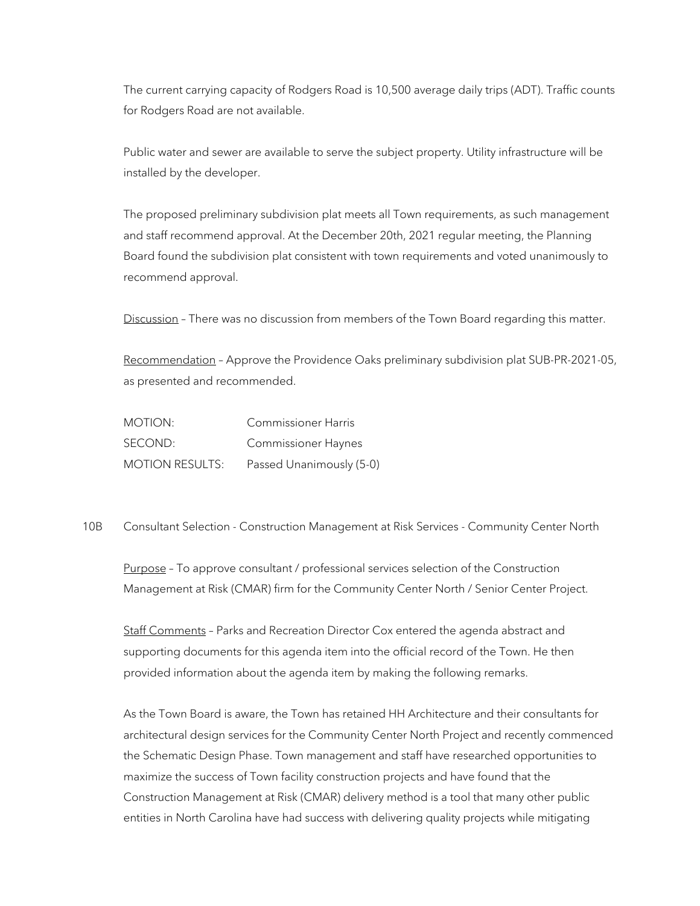The current carrying capacity of Rodgers Road is 10,500 average daily trips (ADT). Traffic counts for Rodgers Road are not available.

Public water and sewer are available to serve the subject property. Utility infrastructure will be installed by the developer.

The proposed preliminary subdivision plat meets all Town requirements, as such management and staff recommend approval. At the December 20th, 2021 regular meeting, the Planning Board found the subdivision plat consistent with town requirements and voted unanimously to recommend approval.

<u>Discussion</u> – There was no discussion from members of the Town Board regarding this matter.

<u>Recommendation</u> – Approve the Providence Oaks preliminary subdivision plat SUB-PR-2021-05, as presented and recommended.

MOTION: Commissioner Harris
SECOND: Commissioner Haynes
MOTION RESULTS: Passed Unanimously (5-0)

10B Consultant Selection - Construction Management at Risk Services - Community Center North

<u>Purpose</u> – To approve consultant / professional services selection of the Construction Management at Risk (CMAR) firm for the Community Center North / Senior Center Project.

<u>Staff Comments</u> – Parks and Recreation Director Cox entered the agenda abstract and supporting documents for this agenda item into the official record of the Town. He then provided information about the agenda item by making the following remarks.

As the Town Board is aware, the Town has retained HH Architecture and their consultants for architectural design services for the Community Center North Project and recently commenced the Schematic Design Phase. Town management and staff have researched opportunities to maximize the success of Town facility construction projects and have found that the Construction Management at Risk (CMAR) delivery method is a tool that many other public entities in North Carolina have had success with delivering quality projects while mitigating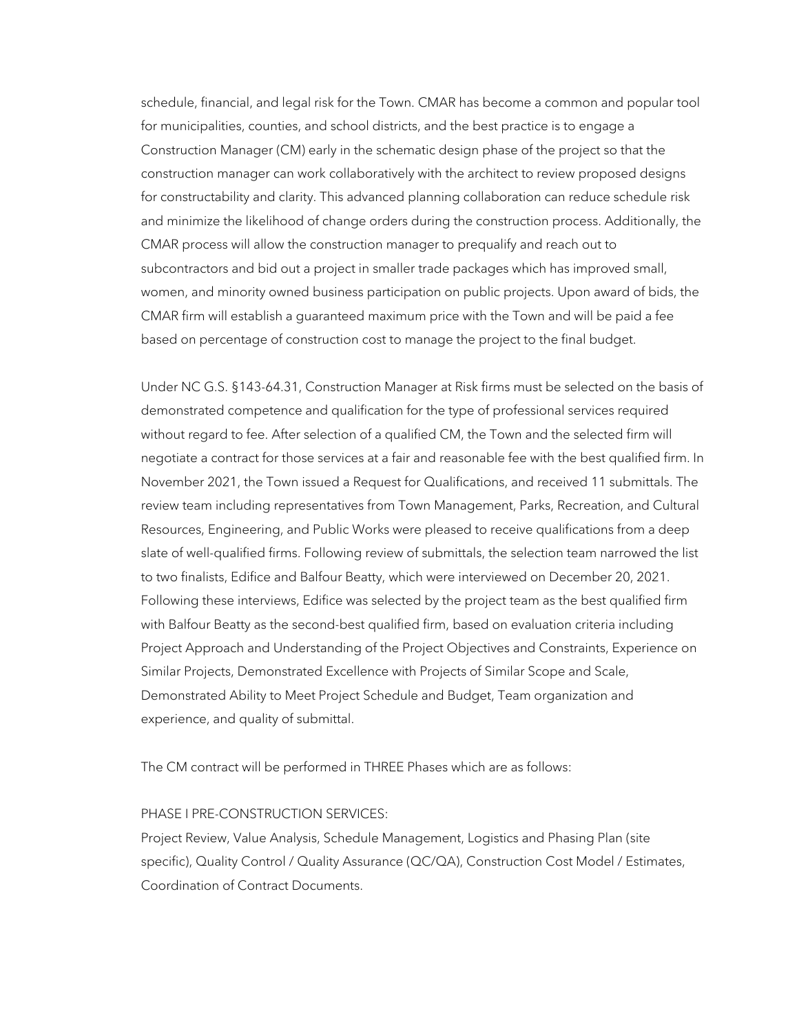schedule, financial, and legal risk for the Town. CMAR has become a common and popular tool for municipalities, counties, and school districts, and the best practice is to engage a Construction Manager (CM) early in the schematic design phase of the project so that the construction manager can work collaboratively with the architect to review proposed designs for constructability and clarity. This advanced planning collaboration can reduce schedule risk and minimize the likelihood of change orders during the construction process. Additionally, the CMAR process will allow the construction manager to prequalify and reach out to subcontractors and bid out a project in smaller trade packages which has improved small, women, and minority owned business participation on public projects. Upon award of bids, the CMAR firm will establish a guaranteed maximum price with the Town and will be paid a fee based on percentage of construction cost to manage the project to the final budget.

Under NC G.S. §143-64.31, Construction Manager at Risk firms must be selected on the basis of demonstrated competence and qualification for the type of professional services required without regard to fee. After selection of a qualified CM, the Town and the selected firm will negotiate a contract for those services at a fair and reasonable fee with the best qualified firm. In November 2021, the Town issued a Request for Qualifications, and received 11 submittals. The review team including representatives from Town Management, Parks, Recreation, and Cultural Resources, Engineering, and Public Works were pleased to receive qualifications from a deep slate of well-qualified firms. Following review of submittals, the selection team narrowed the list to two finalists, Edifice and Balfour Beatty, which were interviewed on December 20, 2021. Following these interviews, Edifice was selected by the project team as the best qualified firm with Balfour Beatty as the second-best qualified firm, based on evaluation criteria including Project Approach and Understanding of the Project Objectives and Constraints, Experience on Similar Projects, Demonstrated Excellence with Projects of Similar Scope and Scale, Demonstrated Ability to Meet Project Schedule and Budget, Team organization and experience, and quality of submittal.

The CM contract will be performed in THREE Phases which are as follows:

PHASE I PRE-CONSTRUCTION SERVICES:
Project Review, Value Analysis, Schedule Management, Logistics and Phasing Plan (site specific), Quality Control / Quality Assurance (QC/QA), Construction Cost Model / Estimates, Coordination of Contract Documents.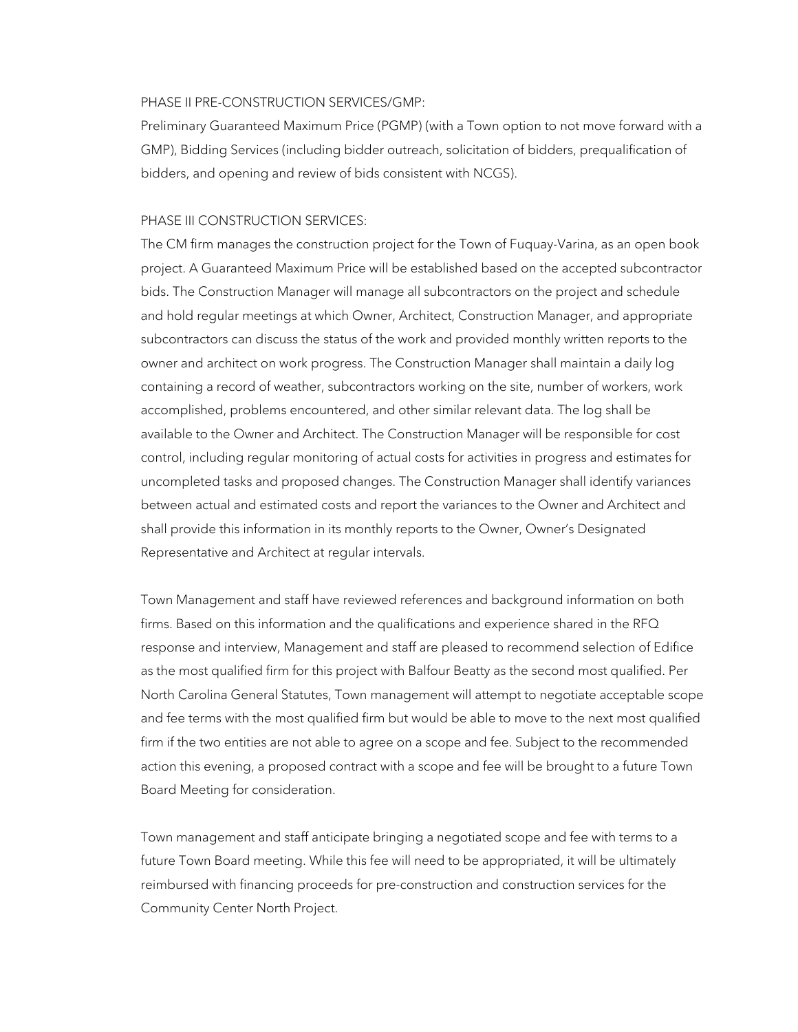PHASE II PRE-CONSTRUCTION SERVICES/GMP:

Preliminary Guaranteed Maximum Price (PGMP) (with a Town option to not move forward with a GMP), Bidding Services (including bidder outreach, solicitation of bidders, prequalification of bidders, and opening and review of bids consistent with NCGS).

PHASE III CONSTRUCTION SERVICES:

The CM firm manages the construction project for the Town of Fuquay-Varina, as an open book project. A Guaranteed Maximum Price will be established based on the accepted subcontractor bids. The Construction Manager will manage all subcontractors on the project and schedule and hold regular meetings at which Owner, Architect, Construction Manager, and appropriate subcontractors can discuss the status of the work and provided monthly written reports to the owner and architect on work progress. The Construction Manager shall maintain a daily log containing a record of weather, subcontractors working on the site, number of workers, work accomplished, problems encountered, and other similar relevant data. The log shall be available to the Owner and Architect. The Construction Manager will be responsible for cost control, including regular monitoring of actual costs for activities in progress and estimates for uncompleted tasks and proposed changes. The Construction Manager shall identify variances between actual and estimated costs and report the variances to the Owner and Architect and shall provide this information in its monthly reports to the Owner, Owner's Designated Representative and Architect at regular intervals.

Town Management and staff have reviewed references and background information on both firms. Based on this information and the qualifications and experience shared in the RFQ response and interview, Management and staff are pleased to recommend selection of Edifice as the most qualified firm for this project with Balfour Beatty as the second most qualified. Per North Carolina General Statutes, Town management will attempt to negotiate acceptable scope and fee terms with the most qualified firm but would be able to move to the next most qualified firm if the two entities are not able to agree on a scope and fee. Subject to the recommended action this evening, a proposed contract with a scope and fee will be brought to a future Town Board Meeting for consideration.

Town management and staff anticipate bringing a negotiated scope and fee with terms to a future Town Board meeting. While this fee will need to be appropriated, it will be ultimately reimbursed with financing proceeds for pre-construction and construction services for the Community Center North Project.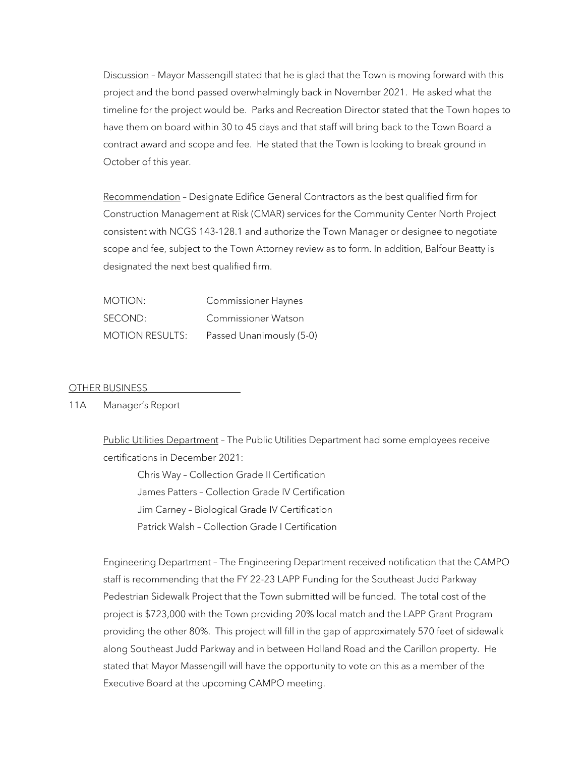Discussion – Mayor Massengill stated that he is glad that the Town is moving forward with this project and the bond passed overwhelmingly back in November 2021. He asked what the timeline for the project would be. Parks and Recreation Director stated that the Town hopes to have them on board within 30 to 45 days and that staff will bring back to the Town Board a contract award and scope and fee. He stated that the Town is looking to break ground in October of this year.

Recommendation – Designate Edifice General Contractors as the best qualified firm for Construction Management at Risk (CMAR) services for the Community Center North Project consistent with NCGS 143-128.1 and authorize the Town Manager or designee to negotiate scope and fee, subject to the Town Attorney review as to form. In addition, Balfour Beatty is designated the next best qualified firm.

| | |
|---|---|
| MOTION: | Commissioner Haynes |
| SECOND: | Commissioner Watson |
| MOTION RESULTS: | Passed Unanimously (5-0) |

## OTHER BUSINESS

11A Manager's Report

Public Utilities Department – The Public Utilities Department had some employees receive certifications in December 2021:

- Chris Way – Collection Grade II Certification
- James Patters – Collection Grade IV Certification
- Jim Carney – Biological Grade IV Certification
- Patrick Walsh – Collection Grade I Certification

Engineering Department – The Engineering Department received notification that the CAMPO staff is recommending that the FY 22-23 LAPP Funding for the Southeast Judd Parkway Pedestrian Sidewalk Project that the Town submitted will be funded. The total cost of the project is $723,000 with the Town providing 20% local match and the LAPP Grant Program providing the other 80%. This project will fill in the gap of approximately 570 feet of sidewalk along Southeast Judd Parkway and in between Holland Road and the Carillon property. He stated that Mayor Massengill will have the opportunity to vote on this as a member of the Executive Board at the upcoming CAMPO meeting.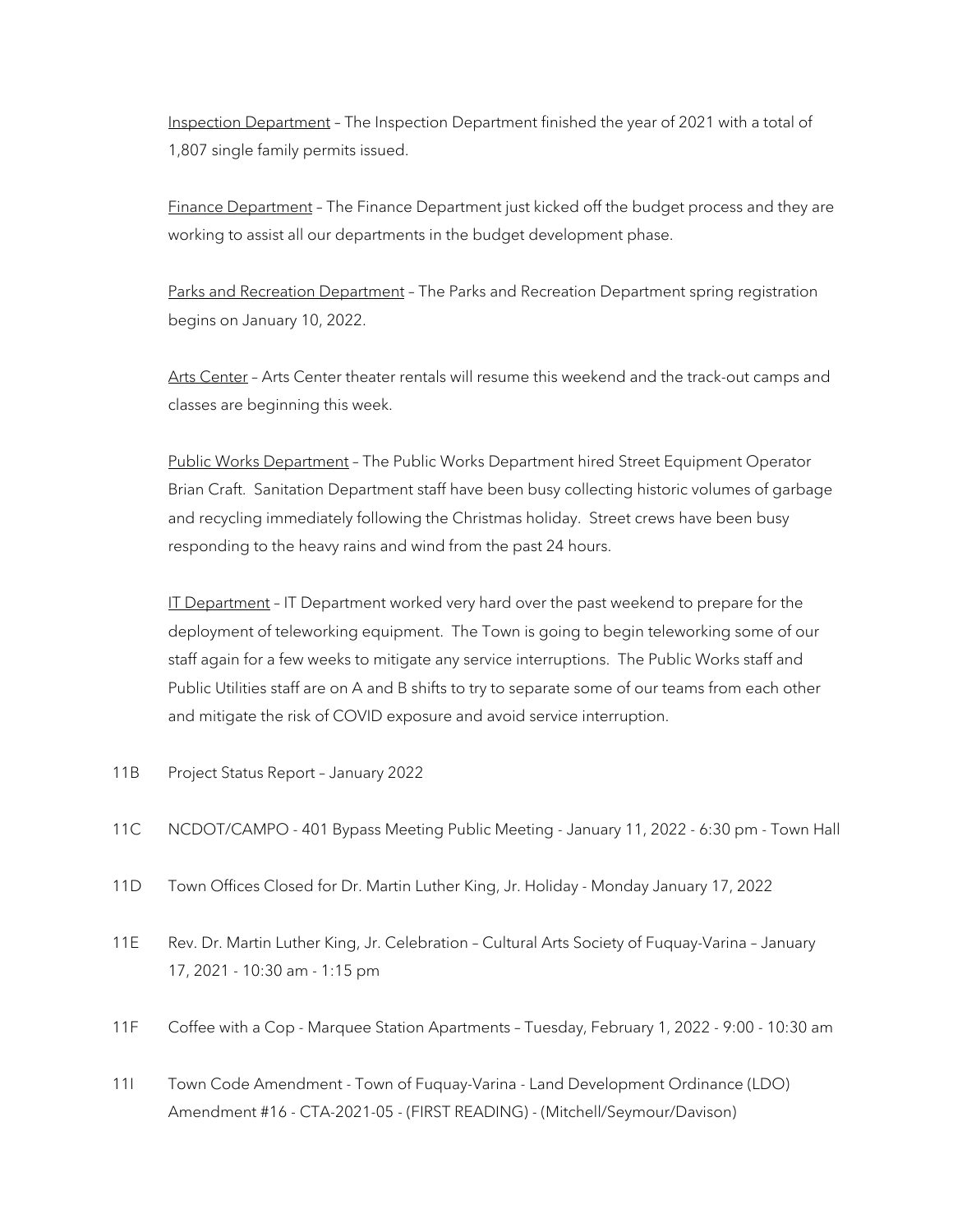Inspection Department – The Inspection Department finished the year of 2021 with a total of 1,807 single family permits issued.

Finance Department – The Finance Department just kicked off the budget process and they are working to assist all our departments in the budget development phase.

Parks and Recreation Department – The Parks and Recreation Department spring registration begins on January 10, 2022.

Arts Center – Arts Center theater rentals will resume this weekend and the track-out camps and classes are beginning this week.

Public Works Department – The Public Works Department hired Street Equipment Operator Brian Craft. Sanitation Department staff have been busy collecting historic volumes of garbage and recycling immediately following the Christmas holiday. Street crews have been busy responding to the heavy rains and wind from the past 24 hours.

IT Department – IT Department worked very hard over the past weekend to prepare for the deployment of teleworking equipment. The Town is going to begin teleworking some of our staff again for a few weeks to mitigate any service interruptions. The Public Works staff and Public Utilities staff are on A and B shifts to try to separate some of our teams from each other and mitigate the risk of COVID exposure and avoid service interruption.

11B Project Status Report – January 2022

11C NCDOT/CAMPO - 401 Bypass Meeting Public Meeting - January 11, 2022 - 6:30 pm - Town Hall

11D Town Offices Closed for Dr. Martin Luther King, Jr. Holiday - Monday January 17, 2022

11E Rev. Dr. Martin Luther King, Jr. Celebration – Cultural Arts Society of Fuquay-Varina – January 17, 2021 - 10:30 am - 1:15 pm

11F Coffee with a Cop - Marquee Station Apartments – Tuesday, February 1, 2022 - 9:00 - 10:30 am

11I Town Code Amendment - Town of Fuquay-Varina - Land Development Ordinance (LDO) Amendment #16 - CTA-2021-05 - (FIRST READING) - (Mitchell/Seymour/Davison)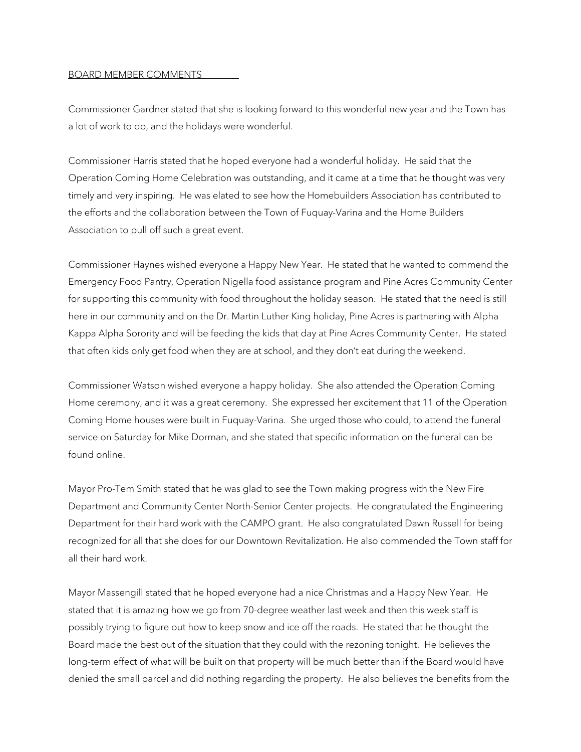BOARD MEMBER COMMENTS

Commissioner Gardner stated that she is looking forward to this wonderful new year and the Town has a lot of work to do, and the holidays were wonderful.

Commissioner Harris stated that he hoped everyone had a wonderful holiday. He said that the Operation Coming Home Celebration was outstanding, and it came at a time that he thought was very timely and very inspiring. He was elated to see how the Homebuilders Association has contributed to the efforts and the collaboration between the Town of Fuquay-Varina and the Home Builders Association to pull off such a great event.

Commissioner Haynes wished everyone a Happy New Year. He stated that he wanted to commend the Emergency Food Pantry, Operation Nigella food assistance program and Pine Acres Community Center for supporting this community with food throughout the holiday season. He stated that the need is still here in our community and on the Dr. Martin Luther King holiday, Pine Acres is partnering with Alpha Kappa Alpha Sorority and will be feeding the kids that day at Pine Acres Community Center. He stated that often kids only get food when they are at school, and they don't eat during the weekend.

Commissioner Watson wished everyone a happy holiday. She also attended the Operation Coming Home ceremony, and it was a great ceremony. She expressed her excitement that 11 of the Operation Coming Home houses were built in Fuquay-Varina. She urged those who could, to attend the funeral service on Saturday for Mike Dorman, and she stated that specific information on the funeral can be found online.

Mayor Pro-Tem Smith stated that he was glad to see the Town making progress with the New Fire Department and Community Center North-Senior Center projects. He congratulated the Engineering Department for their hard work with the CAMPO grant. He also congratulated Dawn Russell for being recognized for all that she does for our Downtown Revitalization. He also commended the Town staff for all their hard work.

Mayor Massengill stated that he hoped everyone had a nice Christmas and a Happy New Year. He stated that it is amazing how we go from 70-degree weather last week and then this week staff is possibly trying to figure out how to keep snow and ice off the roads. He stated that he thought the Board made the best out of the situation that they could with the rezoning tonight. He believes the long-term effect of what will be built on that property will be much better than if the Board would have denied the small parcel and did nothing regarding the property. He also believes the benefits from the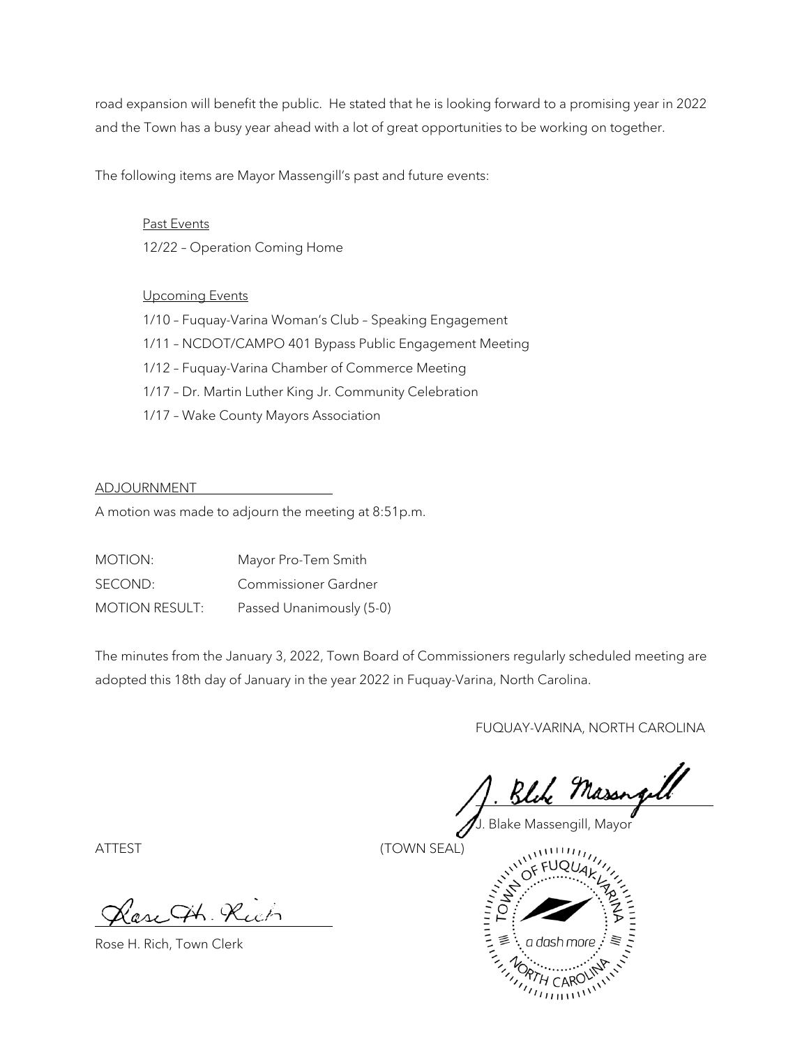road expansion will benefit the public. He stated that he is looking forward to a promising year in 2022 and the Town has a busy year ahead with a lot of great opportunities to be working on together.

The following items are Mayor Massengill's past and future events:

Past Events

12/22 – Operation Coming Home

Upcoming Events

1/10 – Fuquay-Varina Woman's Club – Speaking Engagement

1/11 – NCDOT/CAMPO 401 Bypass Public Engagement Meeting

1/12 – Fuquay-Varina Chamber of Commerce Meeting

1/17 – Dr. Martin Luther King Jr. Community Celebration

1/17 – Wake County Mayors Association

ADJOURNMENT

A motion was made to adjourn the meeting at 8:51p.m.

| | |
|---|---|
| MOTION: | Mayor Pro-Tem Smith |
| SECOND: | Commissioner Gardner |
| MOTION RESULT: | Passed Unanimously (5-0) |

The minutes from the January 3, 2022, Town Board of Commissioners regularly scheduled meeting are adopted this 18th day of January in the year 2022 in Fuquay-Varina, North Carolina.

FUQUAY-VARINA, NORTH CAROLINA

J. Blake Massengill

J. Blake Massengill, Mayor

ATTEST

(TOWN SEAL)

TOWN OF FUQUAY-VARINA
a dash more
NORTH CAROLINA

Rose H. Rich

Rose H. Rich, Town Clerk